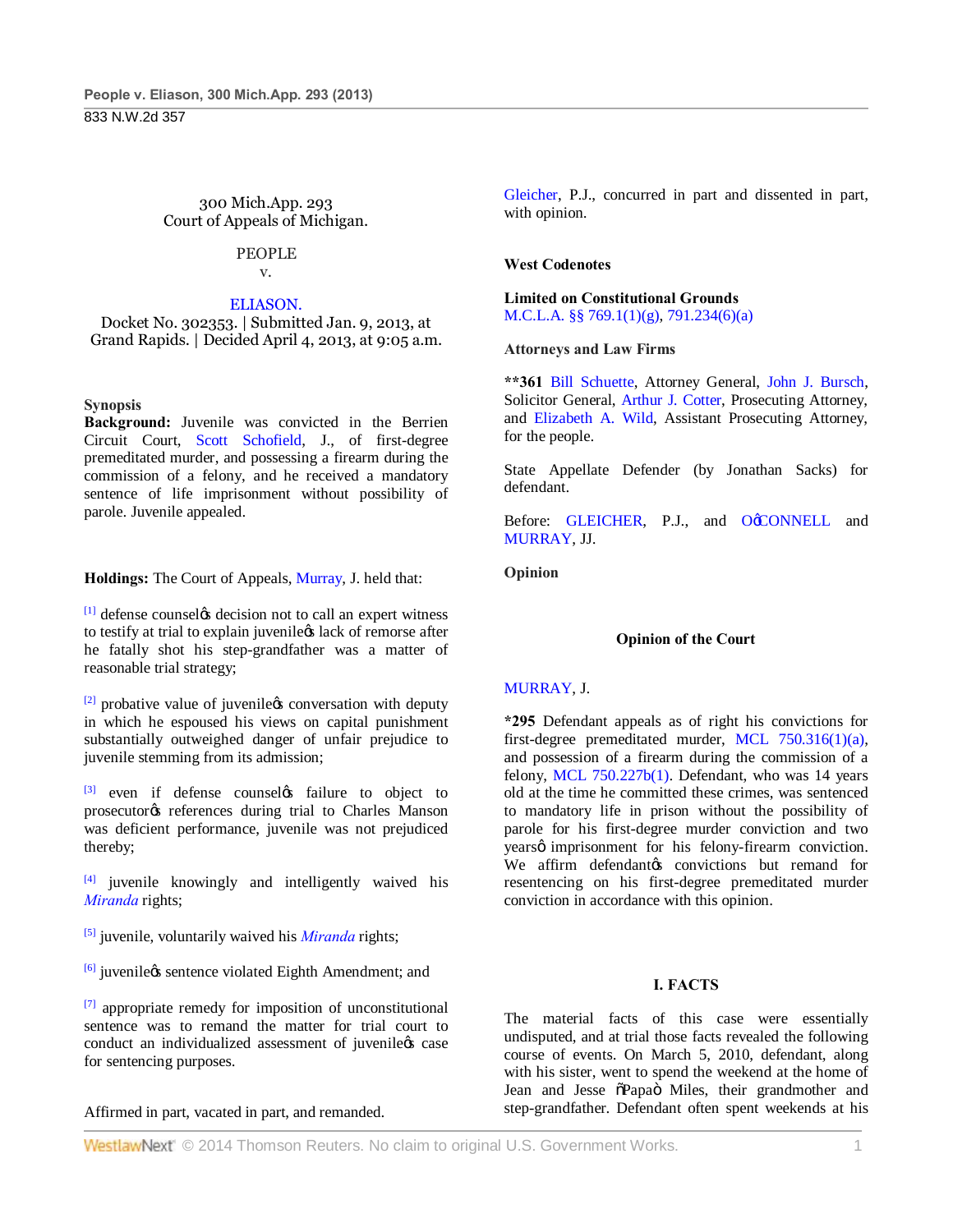300 Mich.App. 293
Court of Appeals of Michigan.

PEOPLE
v.

ELIASON.

Docket No. 302353. | Submitted Jan. 9, 2013, at Grand Rapids. | Decided April 4, 2013, at 9:05 a.m.

**Synopsis**

**Background:** Juvenile was convicted in the Berrien Circuit Court, Scott Schofield, J., of first-degree premeditated murder, and possessing a firearm during the commission of a felony, and he received a mandatory sentence of life imprisonment without possibility of parole. Juvenile appealed.

**Holdings:** The Court of Appeals, Murray, J. held that:

[1] defense counsel's decision not to call an expert witness to testify at trial to explain juvenile's lack of remorse after he fatally shot his step-grandfather was a matter of reasonable trial strategy;

[2] probative value of juvenile's conversation with deputy in which he espoused his views on capital punishment substantially outweighed danger of unfair prejudice to juvenile stemming from its admission;

[3] even if defense counsel's failure to object to prosecutor's references during trial to Charles Manson was deficient performance, juvenile was not prejudiced thereby;

[4] juvenile knowingly and intelligently waived his *Miranda* rights;

[5] juvenile, voluntarily waived his *Miranda* rights;

[6] juvenile's sentence violated Eighth Amendment; and

[7] appropriate remedy for imposition of unconstitutional sentence was to remand the matter for trial court to conduct an individualized assessment of juvenile's case for sentencing purposes.

Affirmed in part, vacated in part, and remanded.

Gleicher, P.J., concurred in part and dissented in part, with opinion.

**West Codenotes**

**Limited on Constitutional Grounds**
M.C.L.A. §§ 769.1(1)(g), 791.234(6)(a)

**Attorneys and Law Firms**

**\*\*361** Bill Schuette, Attorney General, John J. Bursch, Solicitor General, Arthur J. Cotter, Prosecuting Attorney, and Elizabeth A. Wild, Assistant Prosecuting Attorney, for the people.

State Appellate Defender (by Jonathan Sacks) for defendant.

Before: GLEICHER, P.J., and O'CONNELL and MURRAY, JJ.

**Opinion**

**Opinion of the Court**

MURRAY, J.

**\*295** Defendant appeals as of right his convictions for first-degree premeditated murder, MCL 750.316(1)(a), and possession of a firearm during the commission of a felony, MCL 750.227b(1). Defendant, who was 14 years old at the time he committed these crimes, was sentenced to mandatory life in prison without the possibility of parole for his first-degree murder conviction and two years' imprisonment for his felony-firearm conviction. We affirm defendant's convictions but remand for resentencing on his first-degree premeditated murder conviction in accordance with this opinion.

## I. FACTS

The material facts of this case were essentially undisputed, and at trial those facts revealed the following course of events. On March 5, 2010, defendant, along with his sister, went to spend the weekend at the home of Jean and Jesse "Papa" Miles, their grandmother and step-grandfather. Defendant often spent weekends at his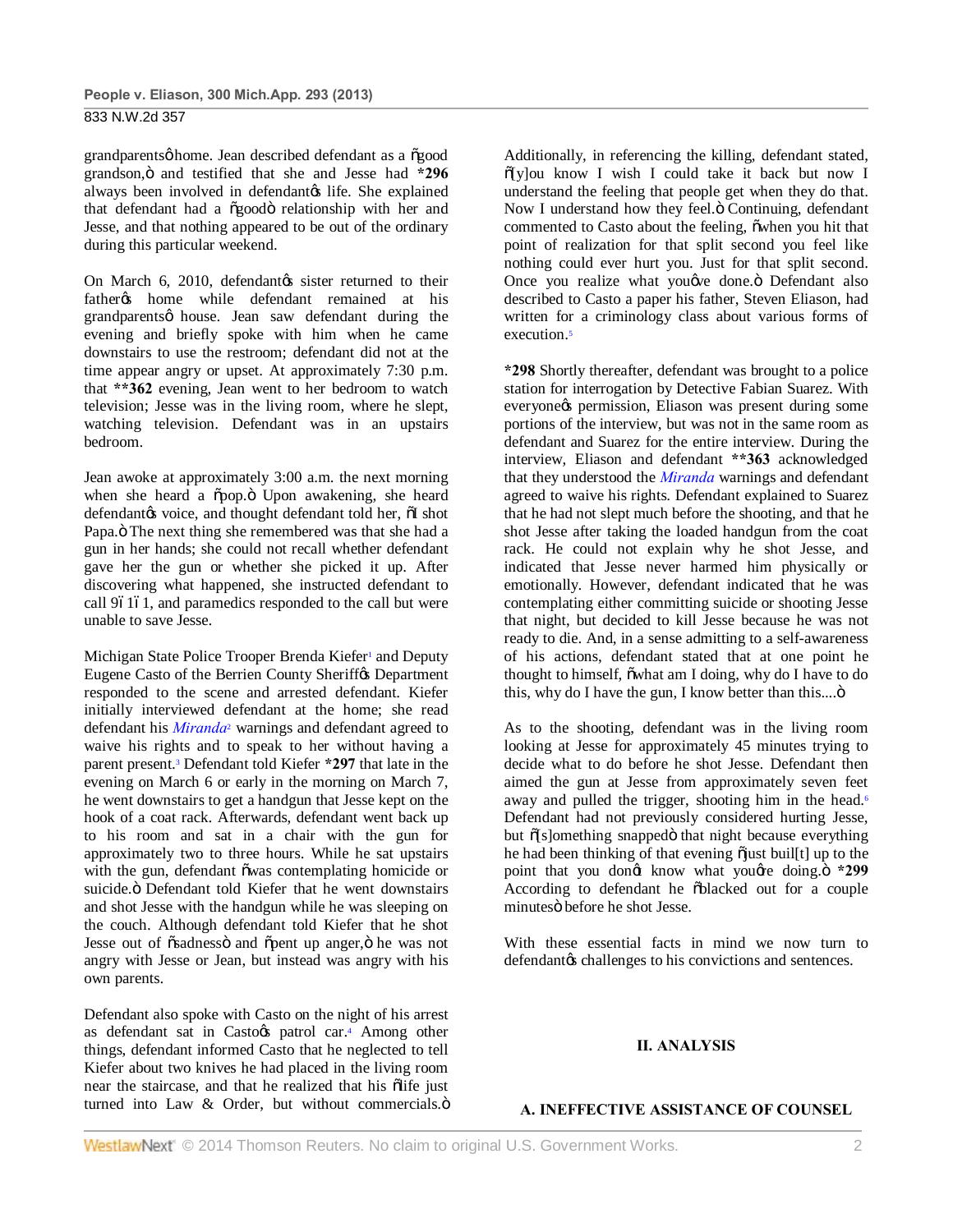grandparents' home. Jean described defendant as a "good grandson," and testified that she and Jesse had **\*296** always been involved in defendant's life. She explained that defendant had a "good" relationship with her and Jesse, and that nothing appeared to be out of the ordinary during this particular weekend.

On March 6, 2010, defendant's sister returned to their father's home while defendant remained at his grandparents' house. Jean saw defendant during the evening and briefly spoke with him when he came downstairs to use the restroom; defendant did not at the time appear angry or upset. At approximately 7:30 p.m. that **\*\*362** evening, Jean went to her bedroom to watch television; Jesse was in the living room, where he slept, watching television. Defendant was in an upstairs bedroom.

Jean awoke at approximately 3:00 a.m. the next morning when she heard a "pop." Upon awakening, she heard defendant's voice, and thought defendant told her, "I shot Papa." The next thing she remembered was that she had a gun in her hands; she could not recall whether defendant gave her the gun or whether she picked it up. After discovering what happened, she instructed defendant to call 9-1-1, and paramedics responded to the call but were unable to save Jesse.

Michigan State Police Trooper Brenda Kiefer[1] and Deputy Eugene Casto of the Berrien County Sheriff's Department responded to the scene and arrested defendant. Kiefer initially interviewed defendant at the home; she read defendant his *Miranda*[2] warnings and defendant agreed to waive his rights and to speak to her without having a parent present.[3] Defendant told Kiefer **\*297** that late in the evening on March 6 or early in the morning on March 7, he went downstairs to get a handgun that Jesse kept on the hook of a coat rack. Afterwards, defendant went back up to his room and sat in a chair with the gun for approximately two to three hours. While he sat upstairs with the gun, defendant "was contemplating homicide or suicide." Defendant told Kiefer that he went downstairs and shot Jesse with the handgun while he was sleeping on the couch. Although defendant told Kiefer that he shot Jesse out of "sadness" and "pent up anger," he was not angry with Jesse or Jean, but instead was angry with his own parents.

Defendant also spoke with Casto on the night of his arrest as defendant sat in Casto's patrol car.[4] Among other things, defendant informed Casto that he neglected to tell Kiefer about two knives he had placed in the living room near the staircase, and that he realized that his "life just turned into Law & Order, but without commercials." Additionally, in referencing the killing, defendant stated, "[y]ou know I wish I could take it back but now I understand the feeling that people get when they do that. Now I understand how they feel." Continuing, defendant commented to Casto about the feeling, "when you hit that point of realization for that split second you feel like nothing could ever hurt you. Just for that split second. Once you realize what you've done." Defendant also described to Casto a paper his father, Steven Eliason, had written for a criminology class about various forms of execution.[5]

**\*298** Shortly thereafter, defendant was brought to a police station for interrogation by Detective Fabian Suarez. With everyone's permission, Eliason was present during some portions of the interview, but was not in the same room as defendant and Suarez for the entire interview. During the interview, Eliason and defendant **\*\*363** acknowledged that they understood the *Miranda* warnings and defendant agreed to waive his rights. Defendant explained to Suarez that he had not slept much before the shooting, and that he shot Jesse after taking the loaded handgun from the coat rack. He could not explain why he shot Jesse, and indicated that Jesse never harmed him physically or emotionally. However, defendant indicated that he was contemplating either committing suicide or shooting Jesse that night, but decided to kill Jesse because he was not ready to die. And, in a sense admitting to a self-awareness of his actions, defendant stated that at one point he thought to himself, "what am I doing, why do I have to do this, why do I have the gun, I know better than this...."

As to the shooting, defendant was in the living room looking at Jesse for approximately 45 minutes trying to decide what to do before he shot Jesse. Defendant then aimed the gun at Jesse from approximately seven feet away and pulled the trigger, shooting him in the head.[6] Defendant had not previously considered hurting Jesse, but "[s]omething snapped" that night because everything he had been thinking of that evening "just buil[t] up to the point that you don't know what you're doing." **\*299** According to defendant he "blacked out for a couple minutes" before he shot Jesse.

With these essential facts in mind we now turn to defendant's challenges to his convictions and sentences.

## II. ANALYSIS

### A. INEFFECTIVE ASSISTANCE OF COUNSEL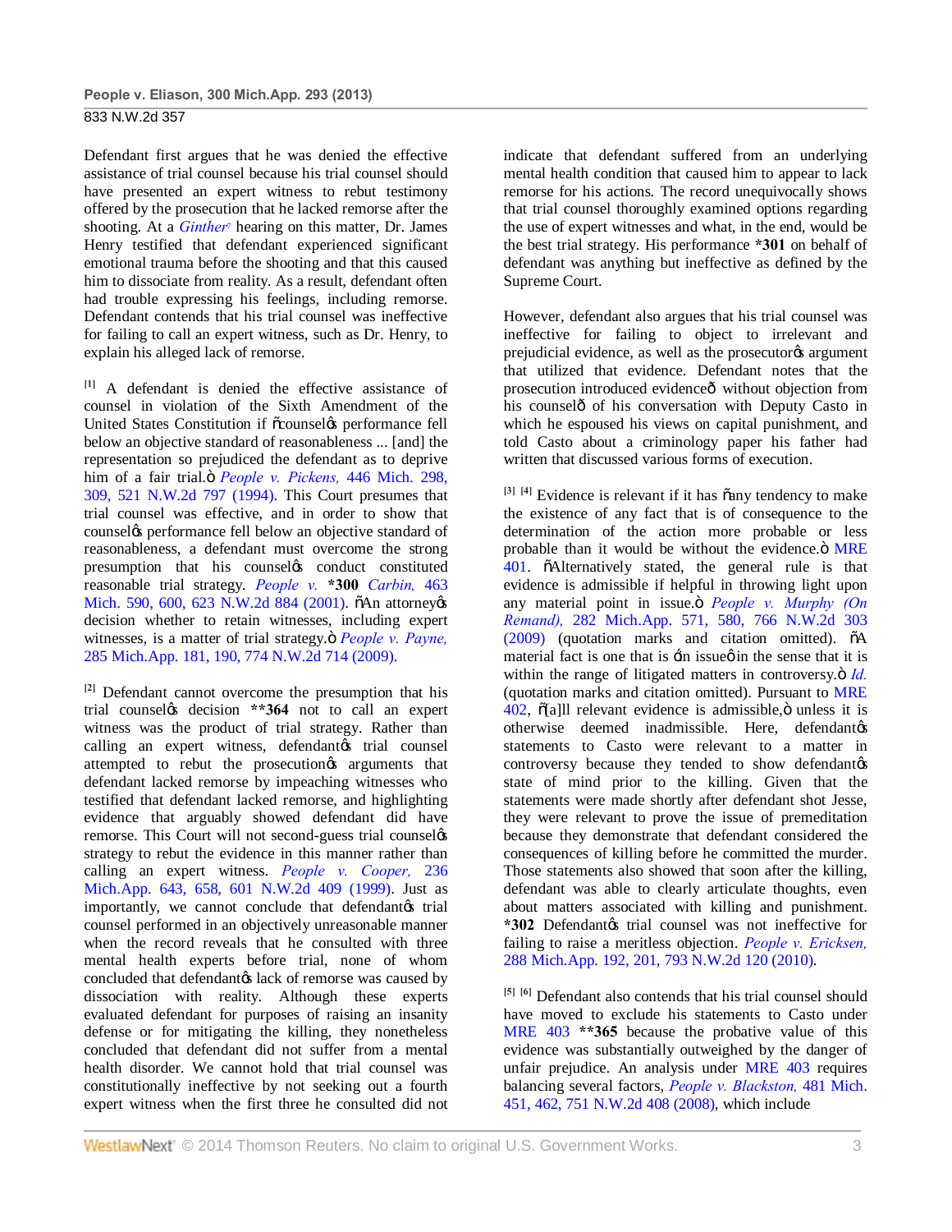Defendant first argues that he was denied the effective assistance of trial counsel because his trial counsel should have presented an expert witness to rebut testimony offered by the prosecution that he lacked remorse after the shooting. At a *Ginther*[7] hearing on this matter, Dr. James Henry testified that defendant experienced significant emotional trauma before the shooting and that this caused him to dissociate from reality. As a result, defendant often had trouble expressing his feelings, including remorse. Defendant contends that his trial counsel was ineffective for failing to call an expert witness, such as Dr. Henry, to explain his alleged lack of remorse.

[1] A defendant is denied the effective assistance of counsel in violation of the Sixth Amendment of the United States Constitution if "counsel's performance fell below an objective standard of reasonableness ... [and] the representation so prejudiced the defendant as to deprive him of a fair trial." *People v. Pickens,* 446 Mich. 298, 309, 521 N.W.2d 797 (1994). This Court presumes that trial counsel was effective, and in order to show that counsel's performance fell below an objective standard of reasonableness, a defendant must overcome the strong presumption that his counsel's conduct constituted reasonable trial strategy. *People v.* **\*300** *Carbin,* 463 Mich. 590, 600, 623 N.W.2d 884 (2001). "An attorney's decision whether to retain witnesses, including expert witnesses, is a matter of trial strategy." *People v. Payne,* 285 Mich.App. 181, 190, 774 N.W.2d 714 (2009).

[2] Defendant cannot overcome the presumption that his trial counsel's decision **\*\*364** not to call an expert witness was the product of trial strategy. Rather than calling an expert witness, defendant's trial counsel attempted to rebut the prosecution's arguments that defendant lacked remorse by impeaching witnesses who testified that defendant lacked remorse, and highlighting evidence that arguably showed defendant did have remorse. This Court will not second-guess trial counsel's strategy to rebut the evidence in this manner rather than calling an expert witness. *People v. Cooper,* 236 Mich.App. 643, 658, 601 N.W.2d 409 (1999). Just as importantly, we cannot conclude that defendant's trial counsel performed in an objectively unreasonable manner when the record reveals that he consulted with three mental health experts before trial, none of whom concluded that defendant's lack of remorse was caused by dissociation with reality. Although these experts evaluated defendant for purposes of raising an insanity defense or for mitigating the killing, they nonetheless concluded that defendant did not suffer from a mental health disorder. We cannot hold that trial counsel was constitutionally ineffective by not seeking out a fourth expert witness when the first three he consulted did not indicate that defendant suffered from an underlying mental health condition that caused him to appear to lack remorse for his actions. The record unequivocally shows that trial counsel thoroughly examined options regarding the use of expert witnesses and what, in the end, would be the best trial strategy. His performance **\*301** on behalf of defendant was anything but ineffective as defined by the Supreme Court.

However, defendant also argues that his trial counsel was ineffective for failing to object to irrelevant and prejudicial evidence, as well as the prosecutor's argument that utilized that evidence. Defendant notes that the prosecution introduced evidence—without objection from his counsel—of his conversation with Deputy Casto in which he espoused his views on capital punishment, and told Casto about a criminology paper his father had written that discussed various forms of execution.

[3] [4] Evidence is relevant if it has "any tendency to make the existence of any fact that is of consequence to the determination of the action more probable or less probable than it would be without the evidence." MRE 401. "Alternatively stated, the general rule is that evidence is admissible if helpful in throwing light upon any material point in issue." *People v. Murphy (On Remand),* 282 Mich.App. 571, 580, 766 N.W.2d 303 (2009) (quotation marks and citation omitted). "A material fact is one that is 'in issue' in the sense that it is within the range of litigated matters in controversy." *Id.* (quotation marks and citation omitted). Pursuant to MRE 402, "[a]ll relevant evidence is admissible," unless it is otherwise deemed inadmissible. Here, defendant's statements to Casto were relevant to a matter in controversy because they tended to show defendant's state of mind prior to the killing. Given that the statements were made shortly after defendant shot Jesse, they were relevant to prove the issue of premeditation because they demonstrate that defendant considered the consequences of killing before he committed the murder. Those statements also showed that soon after the killing, defendant was able to clearly articulate thoughts, even about matters associated with killing and punishment. **\*302** Defendant's trial counsel was not ineffective for failing to raise a meritless objection. *People v. Ericksen,* 288 Mich.App. 192, 201, 793 N.W.2d 120 (2010).

[5] [6] Defendant also contends that his trial counsel should have moved to exclude his statements to Casto under MRE 403 **\*\*365** because the probative value of this evidence was substantially outweighed by the danger of unfair prejudice. An analysis under MRE 403 requires balancing several factors, *People v. Blackston,* 481 Mich. 451, 462, 751 N.W.2d 408 (2008), which include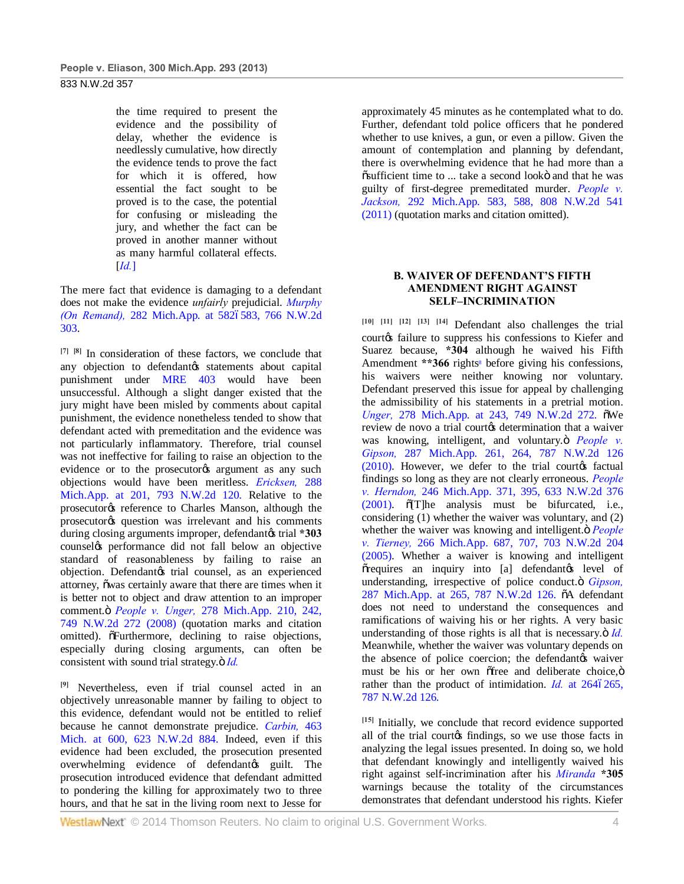the time required to present the evidence and the possibility of delay, whether the evidence is needlessly cumulative, how directly the evidence tends to prove the fact for which it is offered, how essential the fact sought to be proved is to the case, the potential for confusing or misleading the jury, and whether the fact can be proved in another manner without as many harmful collateral effects. [*Id.*]

The mere fact that evidence is damaging to a defendant does not make the evidence *unfairly* prejudicial. *Murphy (On Remand),* 282 Mich.App. at 582–583, 766 N.W.2d 303.

[7] [8] In consideration of these factors, we conclude that any objection to defendant's statements about capital punishment under MRE 403 would have been unsuccessful. Although a slight danger existed that the jury might have been misled by comments about capital punishment, the evidence nonetheless tended to show that defendant acted with premeditation and the evidence was not particularly inflammatory. Therefore, trial counsel was not ineffective for failing to raise an objection to the evidence or to the prosecutor's argument as any such objections would have been meritless. *Ericksen,* 288 Mich.App. at 201, 793 N.W.2d 120. Relative to the prosecutor's reference to Charles Manson, although the prosecutor's question was irrelevant and his comments during closing arguments improper, defendant's trial **\*303** counsel's performance did not fall below an objective standard of reasonableness by failing to raise an objection. Defendant's trial counsel, as an experienced attorney, "was certainly aware that there are times when it is better not to object and draw attention to an improper comment." *People v. Unger,* 278 Mich.App. 210, 242, 749 N.W.2d 272 (2008) (quotation marks and citation omitted). "Furthermore, declining to raise objections, especially during closing arguments, can often be consistent with sound trial strategy." *Id.*

[9] Nevertheless, even if trial counsel acted in an objectively unreasonable manner by failing to object to this evidence, defendant would not be entitled to relief because he cannot demonstrate prejudice. *Carbin,* 463 Mich. at 600, 623 N.W.2d 884. Indeed, even if this evidence had been excluded, the prosecution presented overwhelming evidence of defendant's guilt. The prosecution introduced evidence that defendant admitted to pondering the killing for approximately two to three hours, and that he sat in the living room next to Jesse for approximately 45 minutes as he contemplated what to do. Further, defendant told police officers that he pondered whether to use knives, a gun, or even a pillow. Given the amount of contemplation and planning by defendant, there is overwhelming evidence that he had more than a "sufficient time to ... take a second look" and that he was guilty of first-degree premeditated murder. *People v. Jackson,* 292 Mich.App. 583, 588, 808 N.W.2d 541 (2011) (quotation marks and citation omitted).

### B. WAIVER OF DEFENDANT'S FIFTH AMENDMENT RIGHT AGAINST SELF–INCRIMINATION

[10] [11] [12] [13] [14] Defendant also challenges the trial court's failure to suppress his confessions to Kiefer and Suarez because, **\*304** although he waived his Fifth Amendment **\*\*366** rights[8] before giving his confessions, his waivers were neither knowing nor voluntary. Defendant preserved this issue for appeal by challenging the admissibility of his statements in a pretrial motion. *Unger,* 278 Mich.App. at 243, 749 N.W.2d 272. "We review de novo a trial court's determination that a waiver was knowing, intelligent, and voluntary." *People v. Gipson,* 287 Mich.App. 261, 264, 787 N.W.2d 126 (2010). However, we defer to the trial court's factual findings so long as they are not clearly erroneous. *People v. Herndon,* 246 Mich.App. 371, 395, 633 N.W.2d 376 (2001). "[T]he analysis must be bifurcated, i.e., considering (1) whether the waiver was voluntary, and (2) whether the waiver was knowing and intelligent." *People v. Tierney,* 266 Mich.App. 687, 707, 703 N.W.2d 204 (2005). Whether a waiver is knowing and intelligent "requires an inquiry into [a] defendant's level of understanding, irrespective of police conduct." *Gipson,* 287 Mich.App. at 265, 787 N.W.2d 126. "A defendant does not need to understand the consequences and ramifications of waiving his or her rights. A very basic understanding of those rights is all that is necessary." *Id.* Meanwhile, whether the waiver was voluntary depends on the absence of police coercion; the defendant's waiver must be his or her own "free and deliberate choice," rather than the product of intimidation. *Id.* at 264–265, 787 N.W.2d 126.

[15] Initially, we conclude that record evidence supported all of the trial court's findings, so we use those facts in analyzing the legal issues presented. In doing so, we hold that defendant knowingly and intelligently waived his right against self-incrimination after his *Miranda* **\*305** warnings because the totality of the circumstances demonstrates that defendant understood his rights. Kiefer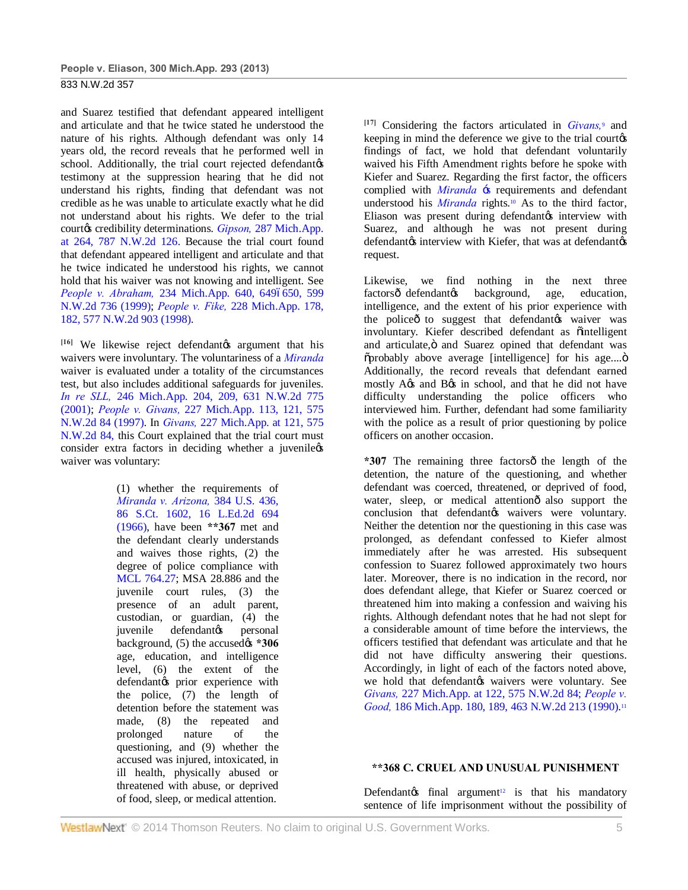and Suarez testified that defendant appeared intelligent and articulate and that he twice stated he understood the nature of his rights. Although defendant was only 14 years old, the record reveals that he performed well in school. Additionally, the trial court rejected defendant's testimony at the suppression hearing that he did not understand his rights, finding that defendant was not credible as he was unable to articulate exactly what he did not understand about his rights. We defer to the trial court's credibility determinations. *Gipson,* 287 Mich.App. at 264, 787 N.W.2d 126. Because the trial court found that defendant appeared intelligent and articulate and that he twice indicated he understood his rights, we cannot hold that his waiver was not knowing and intelligent. See *People v. Abraham,* 234 Mich.App. 640, 649–650, 599 N.W.2d 736 (1999); *People v. Fike,* 228 Mich.App. 178, 182, 577 N.W.2d 903 (1998).

[16] We likewise reject defendant's argument that his waivers were involuntary. The voluntariness of a *Miranda* waiver is evaluated under a totality of the circumstances test, but also includes additional safeguards for juveniles. *In re SLL,* 246 Mich.App. 204, 209, 631 N.W.2d 775 (2001); *People v. Givans,* 227 Mich.App. 113, 121, 575 N.W.2d 84 (1997). In *Givans,* 227 Mich.App. at 121, 575 N.W.2d 84, this Court explained that the trial court must consider extra factors in deciding whether a juvenile's waiver was voluntary:

> (1) whether the requirements of *Miranda v. Arizona,* 384 U.S. 436, 86 S.Ct. 1602, 16 L.Ed.2d 694 (1966), have been **\*\*367** met and the defendant clearly understands and waives those rights, (2) the degree of police compliance with MCL 764.27; MSA 28.886 and the juvenile court rules, (3) the presence of an adult parent, custodian, or guardian, (4) the juvenile defendant's personal background, (5) the accused's **\*306** age, education, and intelligence level, (6) the extent of the defendant's prior experience with the police, (7) the length of detention before the statement was made, (8) the repeated and prolonged nature of the questioning, and (9) whether the accused was injured, intoxicated, in ill health, physically abused or threatened with abuse, or deprived of food, sleep, or medical attention.

[17] Considering the factors articulated in *Givans,*[9] and keeping in mind the deference we give to the trial court's findings of fact, we hold that defendant voluntarily waived his Fifth Amendment rights before he spoke with Kiefer and Suarez. Regarding the first factor, the officers complied with *Miranda* 's requirements and defendant understood his *Miranda* rights.[10] As to the third factor, Eliason was present during defendant's interview with Suarez, and although he was not present during defendant's interview with Kiefer, that was at defendant's request.

Likewise, we find nothing in the next three factors—defendant's background, age, education, intelligence, and the extent of his prior experience with the police—to suggest that defendant's waiver was involuntary. Kiefer described defendant as "intelligent and articulate," and Suarez opined that defendant was "probably above average [intelligence] for his age...." Additionally, the record reveals that defendant earned mostly A's and B's in school, and that he did not have difficulty understanding the police officers who interviewed him. Further, defendant had some familiarity with the police as a result of prior questioning by police officers on another occasion.

**\*307** The remaining three factors—the length of the detention, the nature of the questioning, and whether defendant was coerced, threatened, or deprived of food, water, sleep, or medical attention—also support the conclusion that defendant's waivers were voluntary. Neither the detention nor the questioning in this case was prolonged, as defendant confessed to Kiefer almost immediately after he was arrested. His subsequent confession to Suarez followed approximately two hours later. Moreover, there is no indication in the record, nor does defendant allege, that Kiefer or Suarez coerced or threatened him into making a confession and waiving his rights. Although defendant notes that he had not slept for a considerable amount of time before the interviews, the officers testified that defendant was articulate and that he did not have difficulty answering their questions. Accordingly, in light of each of the factors noted above, we hold that defendant's waivers were voluntary. See *Givans,* 227 Mich.App. at 122, 575 N.W.2d 84; *People v. Good,* 186 Mich.App. 180, 189, 463 N.W.2d 213 (1990).[11]

## \*\*368 C. CRUEL AND UNUSUAL PUNISHMENT

Defendant's final argument[12] is that his mandatory sentence of life imprisonment without the possibility of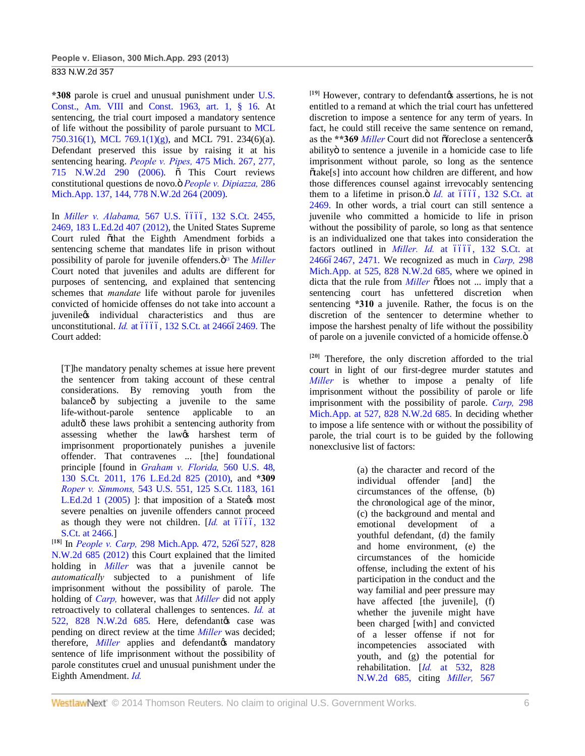**\*308** parole is cruel and unusual punishment under U.S. Const., Am. VIII and Const. 1963, art. 1, § 16. At sentencing, the trial court imposed a mandatory sentence of life without the possibility of parole pursuant to MCL 750.316(1), MCL 769.1(1)(g), and MCL 791. 234(6)(a). Defendant preserved this issue by raising it at his sentencing hearing. *People v. Pipes,* 475 Mich. 267, 277, 715 N.W.2d 290 (2006). ―This Court reviews constitutional questions de novo.‖ *People v. Dipiazza,* 286 Mich.App. 137, 144, 778 N.W.2d 264 (2009).

In *Miller v. Alabama,* 567 U.S. ––––, 132 S.Ct. 2455, 2469, 183 L.Ed.2d 407 (2012), the United States Supreme Court ruled ―that the Eighth Amendment forbids a sentencing scheme that mandates life in prison without possibility of parole for juvenile offenders.‖[3] The *Miller* Court noted that juveniles and adults are different for purposes of sentencing, and explained that sentencing schemes that *mandate* life without parole for juveniles convicted of homicide offenses do not take into account a juvenile's individual characteristics and thus are unconstitutional. *Id.* at ––––, 132 S.Ct. at 2466–2469. The Court added:

> [T]he mandatory penalty schemes at issue here prevent the sentencer from taking account of these central considerations. By removing youth from the balance—by subjecting a juvenile to the same life-without-parole sentence applicable to an adult—these laws prohibit a sentencing authority from assessing whether the law's harshest term of imprisonment proportionately punishes a juvenile offender. That contravenes ... [the] foundational principle [found in *Graham v. Florida,* 560 U.S. 48, 130 S.Ct. 2011, 176 L.Ed.2d 825 (2010), and **\*309** *Roper v. Simmons,* 543 U.S. 551, 125 S.Ct. 1183, 161 L.Ed.2d 1 (2005) ]: that imposition of a State's most severe penalties on juvenile offenders cannot proceed as though they were not children. [*Id.* at ––––, 132 S.Ct. at 2466.]

[18] In *People v. Carp,* 298 Mich.App. 472, 526–527, 828 N.W.2d 685 (2012) this Court explained that the limited holding in *Miller* was that a juvenile cannot be *automatically* subjected to a punishment of life imprisonment without the possibility of parole. The holding of *Carp,* however, was that *Miller* did not apply retroactively to collateral challenges to sentences. *Id.* at 522, 828 N.W.2d 685. Here, defendant's case was pending on direct review at the time *Miller* was decided; therefore, *Miller* applies and defendant's mandatory sentence of life imprisonment without the possibility of parole constitutes cruel and unusual punishment under the Eighth Amendment. *Id.*

[19] However, contrary to defendant's assertions, he is not entitled to a remand at which the trial court has unfettered discretion to impose a sentence for any term of years. In fact, he could still receive the same sentence on remand, as the **\*\*369** *Miller* Court did not ―foreclose a sentencer's ability‖ to sentence a juvenile in a homicide case to life imprisonment without parole, so long as the sentence ―take[s] into account how children are different, and how those differences counsel against irrevocably sentencing them to a lifetime in prison.‖ *Id.* at ––––, 132 S.Ct. at 2469. In other words, a trial court can still sentence a juvenile who committed a homicide to life in prison without the possibility of parole, so long as that sentence is an individualized one that takes into consideration the factors outlined in *Miller. Id.* at ––––, 132 S.Ct. at 2466–2467, 2471. We recognized as much in *Carp,* 298 Mich.App. at 525, 828 N.W.2d 685, where we opined in dicta that the rule from *Miller* ―does not ... imply that a sentencing court has unfettered discretion when sentencing **\*310** a juvenile. Rather, the focus is on the discretion of the sentencer to determine whether to impose the harshest penalty of life without the possibility of parole on a juvenile convicted of a homicide offense.‖

[20] Therefore, the only discretion afforded to the trial court in light of our first-degree murder statutes and *Miller* is whether to impose a penalty of life imprisonment without the possibility of parole or life imprisonment with the possibility of parole. *Carp,* 298 Mich.App. at 527, 828 N.W.2d 685. In deciding whether to impose a life sentence with or without the possibility of parole, the trial court is to be guided by the following nonexclusive list of factors:

> (a) the character and record of the individual offender [and] the circumstances of the offense, (b) the chronological age of the minor, (c) the background and mental and emotional development of a youthful defendant, (d) the family and home environment, (e) the circumstances of the homicide offense, including the extent of his participation in the conduct and the way familial and peer pressure may have affected [the juvenile], (f) whether the juvenile might have been charged [with] and convicted of a lesser offense if not for incompetencies associated with youth, and (g) the potential for rehabilitation. [*Id.* at 532, 828 N.W.2d 685, citing *Miller,* 567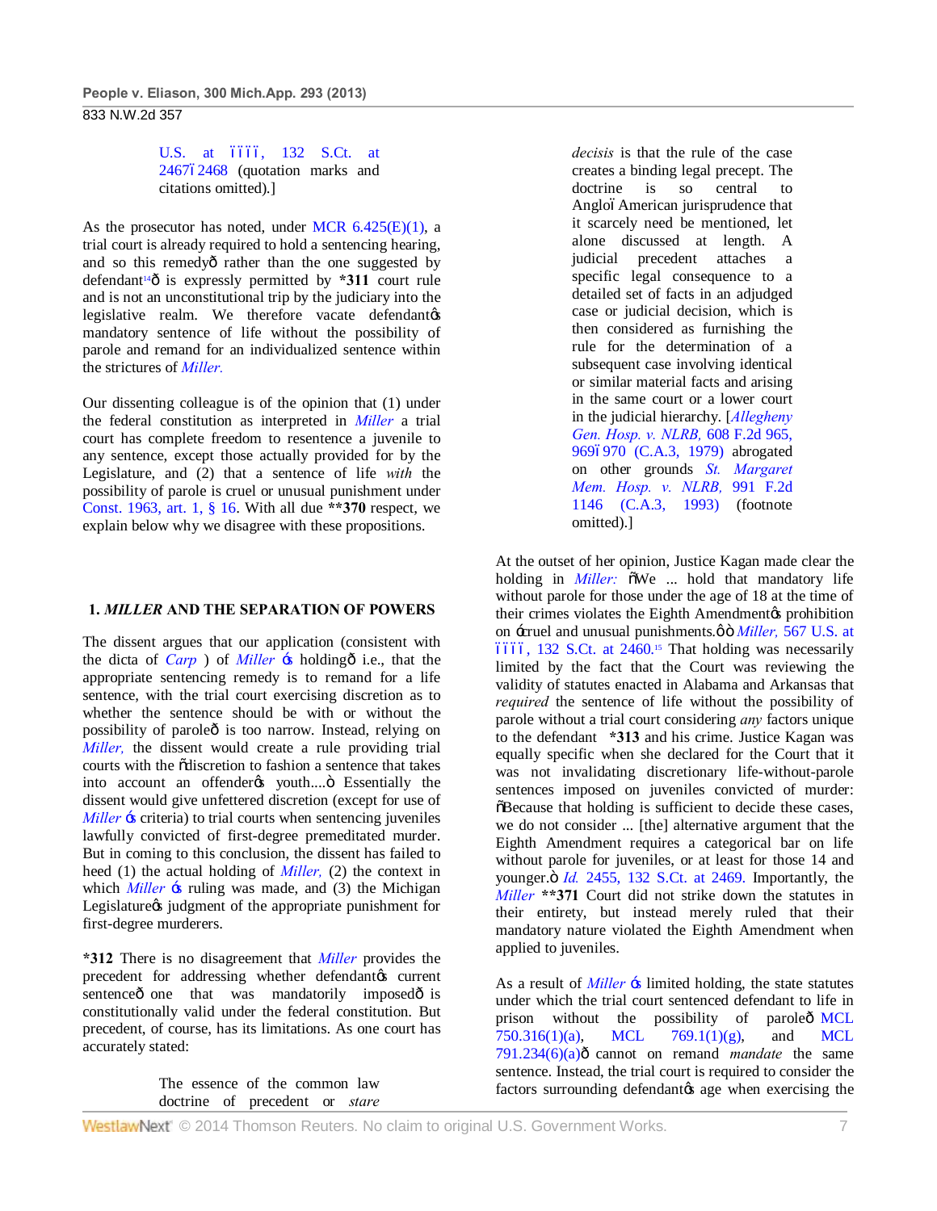U.S. at ––––, 132 S.Ct. at 2467–2468 (quotation marks and citations omitted).]

As the prosecutor has noted, under MCR 6.425(E)(1), a trial court is already required to hold a sentencing hearing, and so this remedy—rather than the one suggested by defendant[14]—is expressly permitted by **\*311** court rule and is not an unconstitutional trip by the judiciary into the legislative realm. We therefore vacate defendant's mandatory sentence of life without the possibility of parole and remand for an individualized sentence within the strictures of *Miller.*

Our dissenting colleague is of the opinion that (1) under the federal constitution as interpreted in *Miller* a trial court has complete freedom to resentence a juvenile to any sentence, except those actually provided for by the Legislature, and (2) that a sentence of life *with* the possibility of parole is cruel or unusual punishment under Const. 1963, art. 1, § 16. With all due **\*\*370** respect, we explain below why we disagree with these propositions.

### 1. *MILLER* AND THE SEPARATION OF POWERS

The dissent argues that our application (consistent with the dicta of *Carp* ) of *Miller* 's holding—i.e., that the appropriate sentencing remedy is to remand for a life sentence, with the trial court exercising discretion as to whether the sentence should be with or without the possibility of parole—is too narrow. Instead, relying on *Miller,* the dissent would create a rule providing trial courts with the "discretion to fashion a sentence that takes into account an offender's youth...." Essentially the dissent would give unfettered discretion (except for use of *Miller* 's criteria) to trial courts when sentencing juveniles lawfully convicted of first-degree premeditated murder. But in coming to this conclusion, the dissent has failed to heed (1) the actual holding of *Miller,* (2) the context in which *Miller* 's ruling was made, and (3) the Michigan Legislature's judgment of the appropriate punishment for first-degree murderers.

**\*312** There is no disagreement that *Miller* provides the precedent for addressing whether defendant's current sentence—one that was mandatorily imposed—is constitutionally valid under the federal constitution. But precedent, of course, has its limitations. As one court has accurately stated:

> The essence of the common law doctrine of precedent or *stare decisis* is that the rule of the case creates a binding legal precept. The doctrine is so central to Anglo–American jurisprudence that it scarcely need be mentioned, let alone discussed at length. A judicial precedent attaches a specific legal consequence to a detailed set of facts in an adjudged case or judicial decision, which is then considered as furnishing the rule for the determination of a subsequent case involving identical or similar material facts and arising in the same court or a lower court in the judicial hierarchy. [*Allegheny Gen. Hosp. v. NLRB,* 608 F.2d 965, 969–970 (C.A.3, 1979) abrogated on other grounds *St. Margaret Mem. Hosp. v. NLRB,* 991 F.2d 1146 (C.A.3, 1993) (footnote omitted).]

At the outset of her opinion, Justice Kagan made clear the holding in *Miller:* "We ... hold that mandatory life without parole for those under the age of 18 at the time of their crimes violates the Eighth Amendment's prohibition on 'cruel and unusual punishments.'" *Miller,* 567 U.S. at ––––, 132 S.Ct. at 2460.[15] That holding was necessarily limited by the fact that the Court was reviewing the validity of statutes enacted in Alabama and Arkansas that *required* the sentence of life without the possibility of parole without a trial court considering *any* factors unique to the defendant **\*313** and his crime. Justice Kagan was equally specific when she declared for the Court that it was not invalidating discretionary life-without-parole sentences imposed on juveniles convicted of murder: "Because that holding is sufficient to decide these cases, we do not consider ... [the] alternative argument that the Eighth Amendment requires a categorical bar on life without parole for juveniles, or at least for those 14 and younger." *Id.* 2455, 132 S.Ct. at 2469. Importantly, the *Miller* **\*\*371** Court did not strike down the statutes in their entirety, but instead merely ruled that their mandatory nature violated the Eighth Amendment when applied to juveniles.

As a result of *Miller* 's limited holding, the state statutes under which the trial court sentenced defendant to life in prison without the possibility of parole—MCL 750.316(1)(a), MCL 769.1(1)(g), and MCL 791.234(6)(a)—cannot on remand *mandate* the same sentence. Instead, the trial court is required to consider the factors surrounding defendant's age when exercising the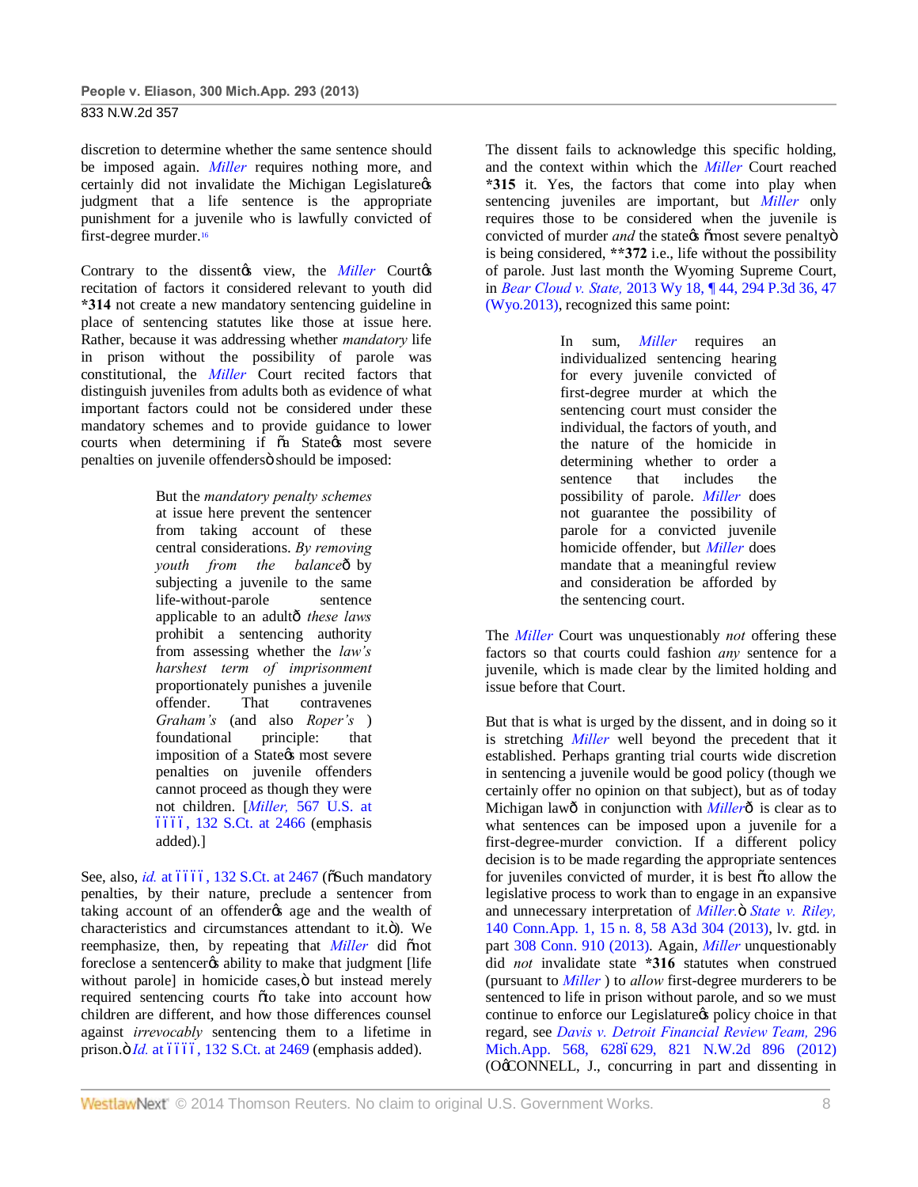discretion to determine whether the same sentence should be imposed again. *Miller* requires nothing more, and certainly did not invalidate the Michigan Legislatureǿs judgment that a life sentence is the appropriate punishment for a juvenile who is lawfully convicted of first-degree murder.[16]

Contrary to the dissentǿs view, the *Miller* Courtǿs recitation of factors it considered relevant to youth did **\*314** not create a new mandatory sentencing guideline in place of sentencing statutes like those at issue here. Rather, because it was addressing whether *mandatory* life in prison without the possibility of parole was constitutional, the *Miller* Court recited factors that distinguish juveniles from adults both as evidence of what important factors could not be considered under these mandatory schemes and to provide guidance to lower courts when determining if ôa Stateǿs most severe penalties on juvenile offendersö should be imposed:

> But the *mandatory penalty schemes* at issue here prevent the sentencer from taking account of these central considerations. *By removing youth from the balance*ô by subjecting a juvenile to the same life-without-parole sentence applicable to an adultô *these laws* prohibit a sentencing authority from assessing whether the *law's harshest term of imprisonment* proportionately punishes a juvenile offender. That contravenes *Graham's* (and also *Roper's* ) foundational principle: that imposition of a Stateǿs most severe penalties on juvenile offenders cannot proceed as though they were not children. [*Miller,* 567 U.S. at ïïïï, 132 S.Ct. at 2466 (emphasis added).]

See, also, *id.* at ïïïï, 132 S.Ct. at 2467 (ôSuch mandatory penalties, by their nature, preclude a sentencer from taking account of an offenderǿs age and the wealth of characteristics and circumstances attendant to it.ö). We reemphasize, then, by repeating that *Miller* did ônot foreclose a sentencerǿs ability to make that judgment [life without parole] in homicide cases,ö but instead merely required sentencing courts ôto take into account how children are different, and how those differences counsel against *irrevocably* sentencing them to a lifetime in prison.ö *Id.* at ïïïï, 132 S.Ct. at 2469 (emphasis added).

The dissent fails to acknowledge this specific holding, and the context within which the *Miller* Court reached **\*315** it. Yes, the factors that come into play when sentencing juveniles are important, but *Miller* only requires those to be considered when the juvenile is convicted of murder *and* the stateǿs ômost severe penaltyö is being considered, **\*\*372** i.e., life without the possibility of parole. Just last month the Wyoming Supreme Court, in *Bear Cloud v. State,* 2013 Wy 18, ¶ 44, 294 P.3d 36, 47 (Wyo.2013), recognized this same point:

> In sum, *Miller* requires an individualized sentencing hearing for every juvenile convicted of first-degree murder at which the sentencing court must consider the individual, the factors of youth, and the nature of the homicide in determining whether to order a sentence that includes the possibility of parole. *Miller* does not guarantee the possibility of parole for a convicted juvenile homicide offender, but *Miller* does mandate that a meaningful review and consideration be afforded by the sentencing court.

The *Miller* Court was unquestionably *not* offering these factors so that courts could fashion *any* sentence for a juvenile, which is made clear by the limited holding and issue before that Court.

But that is what is urged by the dissent, and in doing so it is stretching *Miller* well beyond the precedent that it established. Perhaps granting trial courts wide discretion in sentencing a juvenile would be good policy (though we certainly offer no opinion on that subject), but as of today Michigan lawô in conjunction with *Miller*ô is clear as to what sentences can be imposed upon a juvenile for a first-degree-murder conviction. If a different policy decision is to be made regarding the appropriate sentences for juveniles convicted of murder, it is best ôto allow the legislative process to work than to engage in an expansive and unnecessary interpretation of *Miller.*ö *State v. Riley,* 140 Conn.App. 1, 15 n. 8, 58 A3d 304 (2013), lv. gtd. in part 308 Conn. 910 (2013). Again, *Miller* unquestionably did *not* invalidate state **\*316** statutes when construed (pursuant to *Miller* ) to *allow* first-degree murderers to be sentenced to life in prison without parole, and so we must continue to enforce our Legislatureǿs policy choice in that regard, see *Davis v. Detroit Financial Review Team,* 296 Mich.App. 568, 628ï629, 821 N.W.2d 896 (2012) (OǿCONNELL, J., concurring in part and dissenting in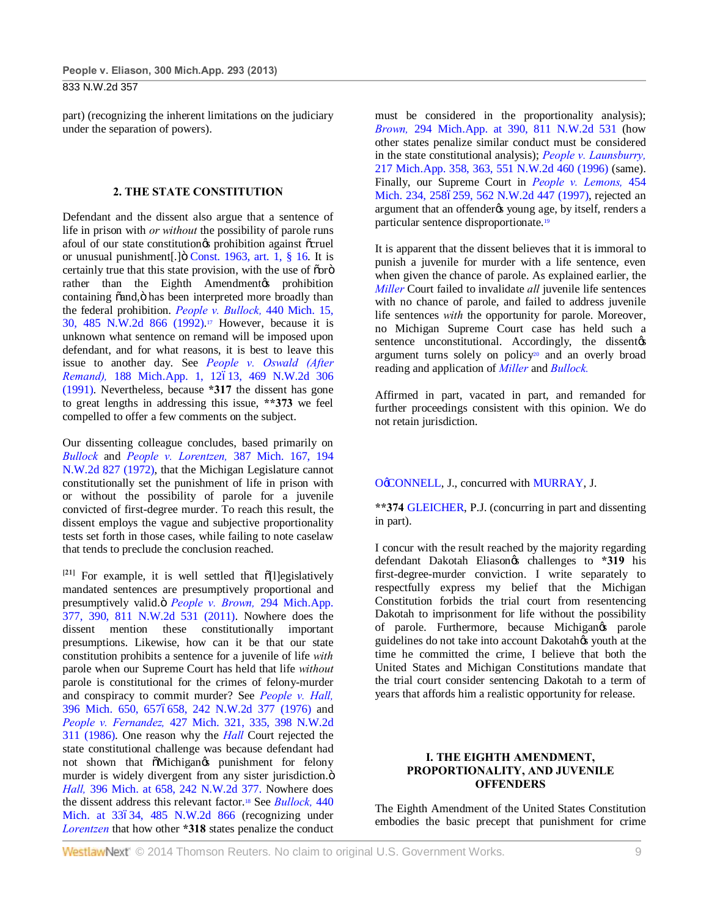part) (recognizing the inherent limitations on the judiciary under the separation of powers).

## 2. THE STATE CONSTITUTION

Defendant and the dissent also argue that a sentence of life in prison with *or without* the possibility of parole runs afoul of our state constitution's prohibition against "cruel or unusual punishment[.]" Const. 1963, art. 1, § 16. It is certainly true that this state provision, with the use of "or" rather than the Eighth Amendment's prohibition containing "and," has been interpreted more broadly than the federal prohibition. *People v. Bullock,* 440 Mich. 15, 30, 485 N.W.2d 866 (1992).[17] However, because it is unknown what sentence on remand will be imposed upon defendant, and for what reasons, it is best to leave this issue to another day. See *People v. Oswald (After Remand),* 188 Mich.App. 1, 12–13, 469 N.W.2d 306 (1991). Nevertheless, because **\*317** the dissent has gone to great lengths in addressing this issue, **\*\*373** we feel compelled to offer a few comments on the subject.

Our dissenting colleague concludes, based primarily on *Bullock* and *People v. Lorentzen,* 387 Mich. 167, 194 N.W.2d 827 (1972), that the Michigan Legislature cannot constitutionally set the punishment of life in prison with or without the possibility of parole for a juvenile convicted of first-degree murder. To reach this result, the dissent employs the vague and subjective proportionality tests set forth in those cases, while failing to note caselaw that tends to preclude the conclusion reached.

**[21]** For example, it is well settled that "[l]egislatively mandated sentences are presumptively proportional and presumptively valid." *People v. Brown,* 294 Mich.App. 377, 390, 811 N.W.2d 531 (2011). Nowhere does the dissent mention these constitutionally important presumptions. Likewise, how can it be that our state constitution prohibits a sentence for a juvenile of life *with* parole when our Supreme Court has held that life *without* parole is constitutional for the crimes of felony-murder and conspiracy to commit murder? See *People v. Hall,* 396 Mich. 650, 657–658, 242 N.W.2d 377 (1976) and *People v. Fernandez,* 427 Mich. 321, 335, 398 N.W.2d 311 (1986). One reason why the *Hall* Court rejected the state constitutional challenge was because defendant had not shown that "Michigan's punishment for felony murder is widely divergent from any sister jurisdiction." *Hall,* 396 Mich. at 658, 242 N.W.2d 377. Nowhere does the dissent address this relevant factor.[18] See *Bullock,* 440 Mich. at 33–34, 485 N.W.2d 866 (recognizing under *Lorentzen* that how other **\*318** states penalize the conduct must be considered in the proportionality analysis); *Brown,* 294 Mich.App. at 390, 811 N.W.2d 531 (how other states penalize similar conduct must be considered in the state constitutional analysis); *People v. Launsbury,* 217 Mich.App. 358, 363, 551 N.W.2d 460 (1996) (same). Finally, our Supreme Court in *People v. Lemons,* 454 Mich. 234, 258–259, 562 N.W.2d 447 (1997), rejected an argument that an offender's young age, by itself, renders a particular sentence disproportionate.[19]

It is apparent that the dissent believes that it is immoral to punish a juvenile for murder with a life sentence, even when given the chance of parole. As explained earlier, the *Miller* Court failed to invalidate *all* juvenile life sentences with no chance of parole, and failed to address juvenile life sentences *with* the opportunity for parole. Moreover, no Michigan Supreme Court case has held such a sentence unconstitutional. Accordingly, the dissent's argument turns solely on policy[20] and an overly broad reading and application of *Miller* and *Bullock.*

Affirmed in part, vacated in part, and remanded for further proceedings consistent with this opinion. We do not retain jurisdiction.

O'CONNELL, J., concurred with MURRAY, J.

**\*\*374** GLEICHER, P.J. (concurring in part and dissenting in part).

I concur with the result reached by the majority regarding defendant Dakotah Eliason's challenges to **\*319** his first-degree-murder conviction. I write separately to respectfully express my belief that the Michigan Constitution forbids the trial court from resentencing Dakotah to imprisonment for life without the possibility of parole. Furthermore, because Michigan's parole guidelines do not take into account Dakotah's youth at the time he committed the crime, I believe that both the United States and Michigan Constitutions mandate that the trial court consider sentencing Dakotah to a term of years that affords him a realistic opportunity for release.

## I. THE EIGHTH AMENDMENT, PROPORTIONALITY, AND JUVENILE OFFENDERS

The Eighth Amendment of the United States Constitution embodies the basic precept that punishment for crime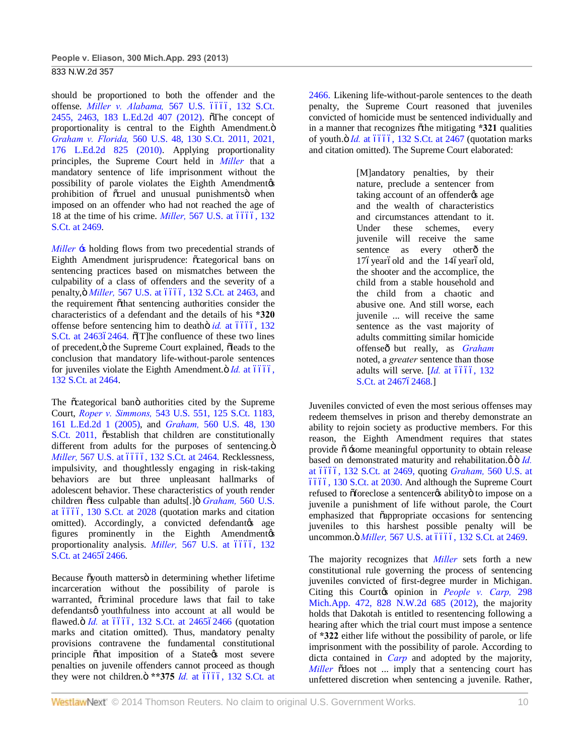should be proportioned to both the offender and the offense. *Miller v. Alabama,* 567 U.S. ––––, 132 S.Ct. 2455, 2463, 183 L.Ed.2d 407 (2012). "The concept of proportionality is central to the Eighth Amendment." *Graham v. Florida,* 560 U.S. 48, 130 S.Ct. 2011, 2021, 176 L.Ed.2d 825 (2010). Applying proportionality principles, the Supreme Court held in *Miller* that a mandatory sentence of life imprisonment without the possibility of parole violates the Eighth Amendment's prohibition of "cruel and unusual punishments" when imposed on an offender who had not reached the age of 18 at the time of his crime. *Miller,* 567 U.S. at ––––, 132 S.Ct. at 2469.

*Miller* 's holding flows from two precedential strands of Eighth Amendment jurisprudence: "categorical bans on sentencing practices based on mismatches between the culpability of a class of offenders and the severity of a penalty," *Miller,* 567 U.S. at ––––, 132 S.Ct. at 2463, and the requirement "that sentencing authorities consider the characteristics of a defendant and the details of his **\*320** offense before sentencing him to death" *id.* at ––––, 132 S.Ct. at 2463–2464. "[T]he confluence of these two lines of precedent," the Supreme Court explained, "leads to the conclusion that mandatory life-without-parole sentences for juveniles violate the Eighth Amendment." *Id.* at ––––, 132 S.Ct. at 2464.

The "categorical ban" authorities cited by the Supreme Court, *Roper v. Simmons,* 543 U.S. 551, 125 S.Ct. 1183, 161 L.Ed.2d 1 (2005), and *Graham,* 560 U.S. 48, 130 S.Ct. 2011, "establish that children are constitutionally different from adults for the purposes of sentencing." *Miller,* 567 U.S. at ––––, 132 S.Ct. at 2464. Recklessness, impulsivity, and thoughtlessly engaging in risk-taking behaviors are but three unpleasant hallmarks of adolescent behavior. These characteristics of youth render children "less culpable than adults[.]" *Graham,* 560 U.S. at ––––, 130 S.Ct. at 2028 (quotation marks and citation omitted). Accordingly, a convicted defendant's age figures prominently in the Eighth Amendment's proportionality analysis. *Miller,* 567 U.S. at ––––, 132 S.Ct. at 2465–2466.

Because "youth matters" in determining whether lifetime incarceration without the possibility of parole is warranted, "criminal procedure laws that fail to take defendants' youthfulness into account at all would be flawed." *Id.* at ––––, 132 S.Ct. at 2465–2466 (quotation marks and citation omitted). Thus, mandatory penalty provisions contravene the fundamental constitutional principle "that imposition of a State's most severe penalties on juvenile offenders cannot proceed as though they were not children." **\*\*375** *Id.* at ––––, 132 S.Ct. at 2466. Likening life-without-parole sentences to the death penalty, the Supreme Court reasoned that juveniles convicted of homicide must be sentenced individually and in a manner that recognizes "the mitigating **\*321** qualities of youth." *Id.* at ––––, 132 S.Ct. at 2467 (quotation marks and citation omitted). The Supreme Court elaborated:

> [M]andatory penalties, by their nature, preclude a sentencer from taking account of an offender's age and the wealth of characteristics and circumstances attendant to it. Under these schemes, every juvenile will receive the same sentence as every other—the 17–year–old and the 14–year–old, the shooter and the accomplice, the child from a stable household and the child from a chaotic and abusive one. And still worse, each juvenile ... will receive the same sentence as the vast majority of adults committing similar homicide offenses—but really, as *Graham* noted, a *greater* sentence than those adults will serve. [*Id.* at ––––, 132 S.Ct. at 2467–2468.]

Juveniles convicted of even the most serious offenses may redeem themselves in prison and thereby demonstrate an ability to rejoin society as productive members. For this reason, the Eighth Amendment requires that states provide " 'some meaningful opportunity to obtain release based on demonstrated maturity and rehabilitation.' " *Id.* at ––––, 132 S.Ct. at 2469, quoting *Graham,* 560 U.S. at ––––, 130 S.Ct. at 2030. And although the Supreme Court refused to "foreclose a sentencer's ability" to impose on a juvenile a punishment of life without parole, the Court emphasized that "appropriate occasions for sentencing juveniles to this harshest possible penalty will be uncommon." *Miller,* 567 U.S. at ––––, 132 S.Ct. at 2469.

The majority recognizes that *Miller* sets forth a new constitutional rule governing the process of sentencing juveniles convicted of first-degree murder in Michigan. Citing this Court's opinion in *People v. Carp,* 298 Mich.App. 472, 828 N.W.2d 685 (2012), the majority holds that Dakotah is entitled to resentencing following a hearing after which the trial court must impose a sentence of **\*322** either life without the possibility of parole, or life imprisonment with the possibility of parole. According to dicta contained in *Carp* and adopted by the majority, *Miller* "does not ... imply that a sentencing court has unfettered discretion when sentencing a juvenile. Rather,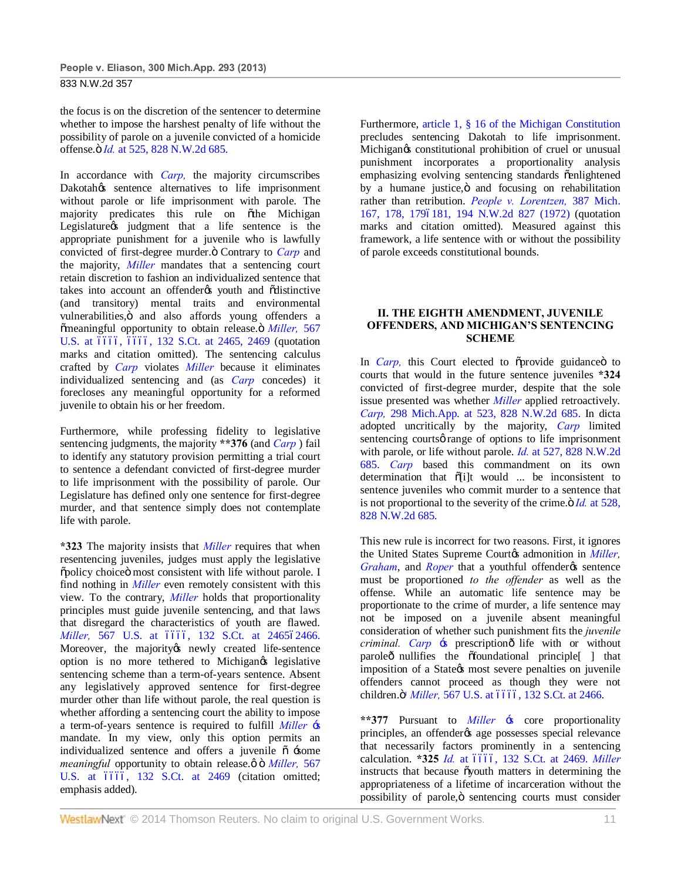the focus is on the discretion of the sentencer to determine whether to impose the harshest penalty of life without the possibility of parole on a juvenile convicted of a homicide offense.” *Id.* at 525, 828 N.W.2d 685.

In accordance with *Carp,* the majority circumscribes Dakotah's sentence alternatives to life imprisonment without parole or life imprisonment with parole. The majority predicates this rule on “the Michigan Legislature's judgment that a life sentence is the appropriate punishment for a juvenile who is lawfully convicted of first-degree murder.” Contrary to *Carp* and the majority, *Miller* mandates that a sentencing court retain discretion to fashion an individualized sentence that takes into account an offender's youth and “distinctive (and transitory) mental traits and environmental vulnerabilities,” and also affords young offenders a “meaningful opportunity to obtain release.” *Miller,* 567 U.S. at ––––, ––––, 132 S.Ct. at 2465, 2469 (quotation marks and citation omitted). The sentencing calculus crafted by *Carp* violates *Miller* because it eliminates individualized sentencing and (as *Carp* concedes) it forecloses any meaningful opportunity for a reformed juvenile to obtain his or her freedom.

Furthermore, while professing fidelity to legislative sentencing judgments, the majority **376 (and *Carp* ) fail to identify any statutory provision permitting a trial court to sentence a defendant convicted of first-degree murder to life imprisonment with the possibility of parole. Our Legislature has defined only one sentence for first-degree murder, and that sentence simply does not contemplate life with parole.

*323 The majority insists that *Miller* requires that when resentencing juveniles, judges must apply the legislative “policy choice” most consistent with life without parole. I find nothing in *Miller* even remotely consistent with this view. To the contrary, *Miller* holds that proportionality principles must guide juvenile sentencing, and that laws that disregard the characteristics of youth are flawed. *Miller,* 567 U.S. at ––––, 132 S.Ct. at 2465–2466. Moreover, the majority's newly created life-sentence option is no more tethered to Michigan's legislative sentencing scheme than a term-of-years sentence. Absent any legislatively approved sentence for first-degree murder other than life without parole, the real question is whether affording a sentencing court the ability to impose a term-of-years sentence is required to fulfill *Miller* 's mandate. In my view, only this option permits an individualized sentence and offers a juvenile “ ‘some *meaningful* opportunity to obtain release.’ ” *Miller,* 567 U.S. at ––––, 132 S.Ct. at 2469 (citation omitted; emphasis added).

Furthermore, article 1, § 16 of the Michigan Constitution precludes sentencing Dakotah to life imprisonment. Michigan's constitutional prohibition of cruel or unusual punishment incorporates a proportionality analysis emphasizing evolving sentencing standards “enlightened by a humane justice,” and focusing on rehabilitation rather than retribution. *People v. Lorentzen,* 387 Mich. 167, 178, 179–181, 194 N.W.2d 827 (1972) (quotation marks and citation omitted). Measured against this framework, a life sentence with or without the possibility of parole exceeds constitutional bounds.

## II. THE EIGHTH AMENDMENT, JUVENILE OFFENDERS, AND MICHIGAN'S SENTENCING SCHEME

In *Carp,* this Court elected to “provide guidance” to courts that would in the future sentence juveniles *324 convicted of first-degree murder, despite that the sole issue presented was whether *Miller* applied retroactively. *Carp,* 298 Mich.App. at 523, 828 N.W.2d 685. In dicta adopted uncritically by the majority, *Carp* limited sentencing courts' range of options to life imprisonment with parole, or life without parole. *Id.* at 527, 828 N.W.2d 685. *Carp* based this commandment on its own determination that “[i]t would ... be inconsistent to sentence juveniles who commit murder to a sentence that is not proportional to the severity of the crime.” *Id.* at 528, 828 N.W.2d 685.

This new rule is incorrect for two reasons. First, it ignores the United States Supreme Court's admonition in *Miller, Graham*, and *Roper* that a youthful offender's sentence must be proportioned *to the offender* as well as the offense. While an automatic life sentence may be proportionate to the crime of murder, a life sentence may not be imposed on a juvenile absent meaningful consideration of whether such punishment fits the *juvenile criminal*. *Carp* 's prescription—life with or without parole—nullifies the “foundational principle[ ] that imposition of a State's most severe penalties on juvenile offenders cannot proceed as though they were not children.” *Miller,* 567 U.S. at ––––, 132 S.Ct. at 2466.

**377 Pursuant to *Miller* 's core proportionality principles, an offender's age possesses special relevance that necessarily factors prominently in a sentencing calculation. *325 *Id.* at ––––, 132 S.Ct. at 2469. *Miller* instructs that because “youth matters in determining the appropriateness of a lifetime of incarceration without the possibility of parole,” sentencing courts must consider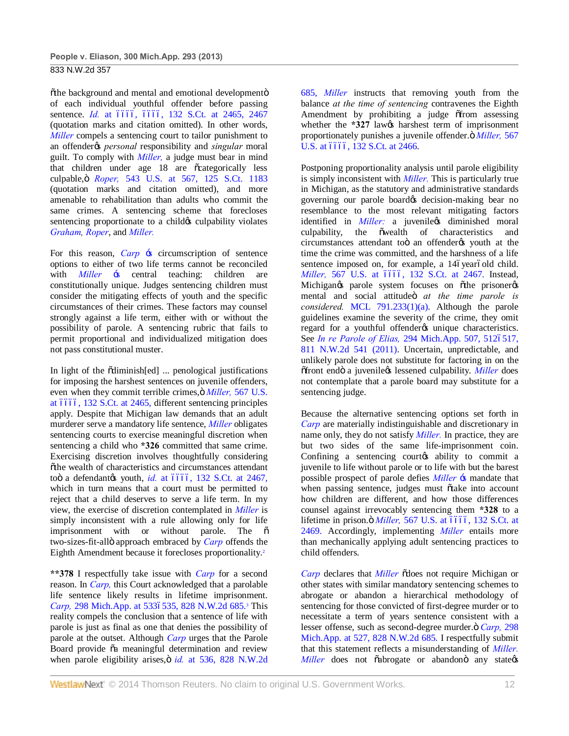"the background and mental and emotional development" of each individual youthful offender before passing sentence. *Id.* at ––––, ––––, 132 S.Ct. at 2465, 2467 (quotation marks and citation omitted). In other words, *Miller* compels a sentencing court to tailor punishment to an offender's *personal* responsibility and *singular* moral guilt. To comply with *Miller,* a judge must bear in mind that children under age 18 are "categorically less culpable," *Roper,* 543 U.S. at 567, 125 S.Ct. 1183 (quotation marks and citation omitted), and more amenable to rehabilitation than adults who commit the same crimes. A sentencing scheme that forecloses sentencing proportionate to a child's culpability violates *Graham, Roper*, and *Miller.*

For this reason, *Carp* 's circumscription of sentence options to either of two life terms cannot be reconciled with *Miller* 's central teaching: children are constitutionally unique. Judges sentencing children must consider the mitigating effects of youth and the specific circumstances of their crimes. These factors may counsel strongly against a life term, either with or without the possibility of parole. A sentencing rubric that fails to permit proportional and individualized mitigation does not pass constitutional muster.

In light of the "diminish[ed] ... penological justifications for imposing the harshest sentences on juvenile offenders, even when they commit terrible crimes," *Miller,* 567 U.S. at ––––, 132 S.Ct. at 2465, different sentencing principles apply. Despite that Michigan law demands that an adult murderer serve a mandatory life sentence, *Miller* obligates sentencing courts to exercise meaningful discretion when sentencing a child who **\*326** committed that same crime. Exercising discretion involves thoughtfully considering "the wealth of characteristics and circumstances attendant to" a defendant's youth, *id.* at ––––, 132 S.Ct. at 2467, which in turn means that a court must be permitted to reject that a child deserves to serve a life term. In my view, the exercise of discretion contemplated in *Miller* is simply inconsistent with a rule allowing only for life imprisonment with or without parole. The "two-sizes-fit-all" approach embraced by *Carp* offends the Eighth Amendment because it forecloses proportionality.[2]

**\*\*378** I respectfully take issue with *Carp* for a second reason. In *Carp,* this Court acknowledged that a parolable life sentence likely results in lifetime imprisonment. *Carp,* 298 Mich.App. at 533–535, 828 N.W.2d 685.[3] This reality compels the conclusion that a sentence of life with parole is just as final as one that denies the possibility of parole at the outset. Although *Carp* urges that the Parole Board provide "a meaningful determination and review when parole eligibility arises," *id.* at 536, 828 N.W.2d 685, *Miller* instructs that removing youth from the balance *at the time of sentencing* contravenes the Eighth Amendment by prohibiting a judge "from assessing whether the **\*327** law's harshest term of imprisonment proportionately punishes a juvenile offender." *Miller,* 567 U.S. at ––––, 132 S.Ct. at 2466.

Postponing proportionality analysis until parole eligibility is simply inconsistent with *Miller.* This is particularly true in Michigan, as the statutory and administrative standards governing our parole board's decision-making bear no resemblance to the most relevant mitigating factors identified in *Miller:* a juvenile's diminished moral culpability, the "wealth of characteristics and circumstances attendant to" an offender's youth at the time the crime was committed, and the harshness of a life sentence imposed on, for example, a 14–year–old child. *Miller,* 567 U.S. at ––––, 132 S.Ct. at 2467. Instead, Michigan's parole system focuses on "the prisoner's mental and social attitude" *at the time parole is considered.* MCL 791.233(1)(a). Although the parole guidelines examine the severity of the crime, they omit regard for a youthful offender's unique characteristics. See *In re Parole of Elias,* 294 Mich.App. 507, 512–517, 811 N.W.2d 541 (2011). Uncertain, unpredictable, and unlikely parole does not substitute for factoring in on the "front end" a juvenile's lessened culpability. *Miller* does not contemplate that a parole board may substitute for a sentencing judge.

Because the alternative sentencing options set forth in *Carp* are materially indistinguishable and discretionary in name only, they do not satisfy *Miller.* In practice, they are but two sides of the same life-imprisonment coin. Confining a sentencing court's ability to commit a juvenile to life without parole or to life with but the barest possible prospect of parole defies *Miller* 's mandate that when passing sentence, judges must "take into account how children are different, and how those differences counsel against irrevocably sentencing them **\*328** to a lifetime in prison." *Miller,* 567 U.S. at ––––, 132 S.Ct. at 2469. Accordingly, implementing *Miller* entails more than mechanically applying adult sentencing practices to child offenders.

*Carp* declares that *Miller* "does not require Michigan or other states with similar mandatory sentencing schemes to abrogate or abandon a hierarchical methodology of sentencing for those convicted of first-degree murder or to necessitate a term of years sentence consistent with a lesser offense, such as second-degree murder." *Carp,* 298 Mich.App. at 527, 828 N.W.2d 685. I respectfully submit that this statement reflects a misunderstanding of *Miller.* *Miller* does not "abrogate or abandon" any state's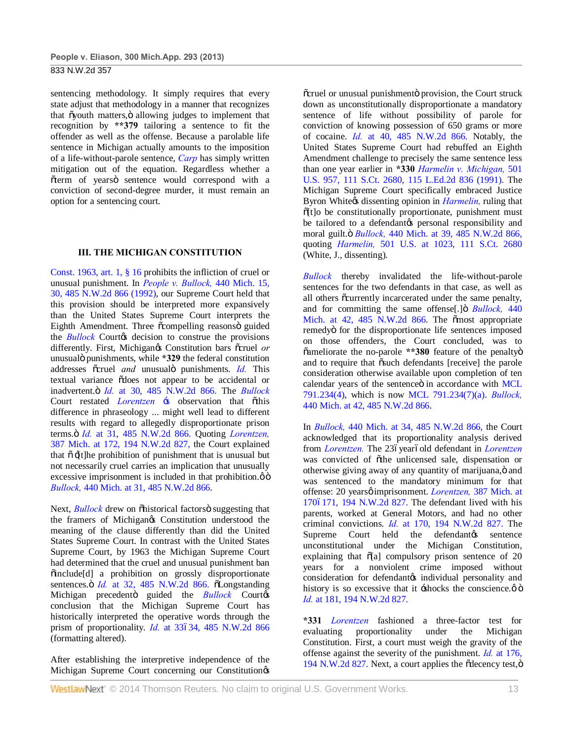sentencing methodology. It simply requires that every state adjust that methodology in a manner that recognizes that "youth matters," allowing judges to implement that recognition by **379 tailoring a sentence to fit the offender as well as the offense. Because a parolable life sentence in Michigan actually amounts to the imposition of a life-without-parole sentence, *Carp* has simply written mitigation out of the equation. Regardless whether a "term of years" sentence would correspond with a conviction of second-degree murder, it must remain an option for a sentencing court.

### III. THE MICHIGAN CONSTITUTION

Const. 1963, art. 1, § 16 prohibits the infliction of cruel or unusual punishment. In *People v. Bullock,* 440 Mich. 15, 30, 485 N.W.2d 866 (1992), our Supreme Court held that this provision should be interpreted more expansively than the United States Supreme Court interprets the Eighth Amendment. Three "compelling reasons" guided the *Bullock* Court's decision to construe the provisions differently. First, Michigan's Constitution bars "cruel *or* unusual" punishments, while *329 the federal constitution addresses "cruel *and* unusual" punishments. *Id.* This textual variance "does not appear to be accidental or inadvertent." *Id.* at 30, 485 N.W.2d 866. The *Bullock* Court restated *Lorentzen* 's observation that "this difference in phraseology ... might well lead to different results with regard to allegedly disproportionate prison terms." *Id.* at 31, 485 N.W.2d 866. Quoting *Lorentzen,* 387 Mich. at 172, 194 N.W.2d 827, the Court explained that " '[t]he prohibition of punishment that is unusual but not necessarily cruel carries an implication that unusually excessive imprisonment is included in that prohibition.' " *Bullock,* 440 Mich. at 31, 485 N.W.2d 866.

Next, *Bullock* drew on "historical factors" suggesting that the framers of Michigan's Constitution understood the meaning of the clause differently than did the United States Supreme Court. In contrast with the United States Supreme Court, by 1963 the Michigan Supreme Court had determined that the cruel and unusual punishment ban "include[d] a prohibition on grossly disproportionate sentences." *Id.* at 32, 485 N.W.2d 866. "Longstanding Michigan precedent" guided the *Bullock* Court's conclusion that the Michigan Supreme Court has historically interpreted the operative words through the prism of proportionality. *Id.* at 33–34, 485 N.W.2d 866 (formatting altered).

After establishing the interpretive independence of the Michigan Supreme Court concerning our Constitution's "cruel or unusual punishment" provision, the Court struck down as unconstitutionally disproportionate a mandatory sentence of life without possibility of parole for conviction of knowing possession of 650 grams or more of cocaine. *Id.* at 40, 485 N.W.2d 866. Notably, the United States Supreme Court had rebuffed an Eighth Amendment challenge to precisely the same sentence less than one year earlier in *330 *Harmelin v. Michigan,* 501 U.S. 957, 111 S.Ct. 2680, 115 L.Ed.2d 836 (1991). The Michigan Supreme Court specifically embraced Justice Byron White's dissenting opinion in *Harmelin,* ruling that "[t]o be constitutionally proportionate, punishment must be tailored to a defendant's personal responsibility and moral guilt." *Bullock,* 440 Mich. at 39, 485 N.W.2d 866, quoting *Harmelin,* 501 U.S. at 1023, 111 S.Ct. 2680 (White, J., dissenting).

*Bullock* thereby invalidated the life-without-parole sentences for the two defendants in that case, as well as all others "currently incarcerated under the same penalty, and for committing the same offense[.]" *Bullock,* 440 Mich. at 42, 485 N.W.2d 866. The "most appropriate remedy" for the disproportionate life sentences imposed on those offenders, the Court concluded, was to "ameliorate the no-parole **380 feature of the penalty" and to require that "such defendants [receive] the parole consideration otherwise available upon completion of ten calendar years of the sentence" in accordance with MCL 791.234(4), which is now MCL 791.234(7)(a). *Bullock,* 440 Mich. at 42, 485 N.W.2d 866.

In *Bullock,* 440 Mich. at 34, 485 N.W.2d 866, the Court acknowledged that its proportionality analysis derived from *Lorentzen.* The 23–year–old defendant in *Lorentzen* was convicted of "the unlicensed sale, dispensation or otherwise giving away of any quantity of marijuana," and was sentenced to the mandatory minimum for that offense: 20 years' imprisonment. *Lorentzen,* 387 Mich. at 170–171, 194 N.W.2d 827. The defendant lived with his parents, worked at General Motors, and had no other criminal convictions. *Id.* at 170, 194 N.W.2d 827. The Supreme Court held the defendant's sentence unconstitutional under the Michigan Constitution, explaining that "[a] compulsory prison sentence of 20 years for a nonviolent crime imposed without consideration for defendant's individual personality and history is so excessive that it 'shocks the conscience.' " *Id.* at 181, 194 N.W.2d 827.

*331 *Lorentzen* fashioned a three-factor test for evaluating proportionality under the Michigan Constitution. First, a court must weigh the gravity of the offense against the severity of the punishment. *Id.* at 176, 194 N.W.2d 827. Next, a court applies the "decency test,"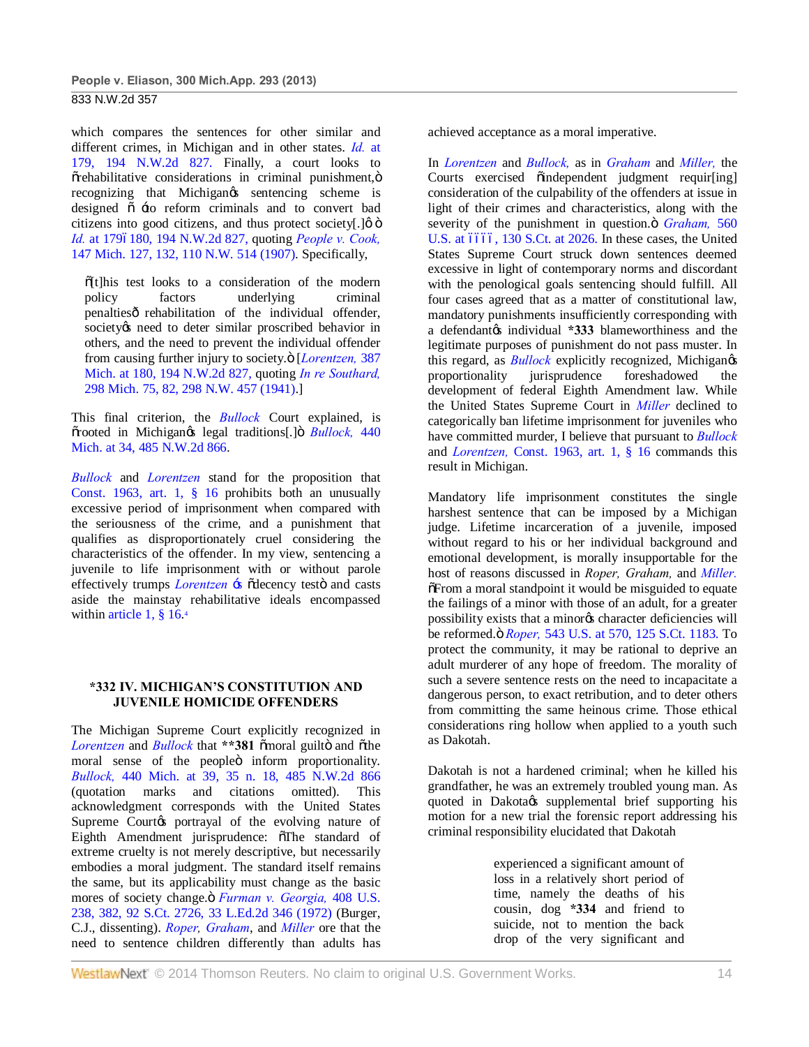which compares the sentences for other similar and different crimes, in Michigan and in other states. *Id.* at 179, 194 N.W.2d 827. Finally, a court looks to "rehabilitative considerations in criminal punishment," recognizing that Michigan's sentencing scheme is designed " 'to reform criminals and to convert bad citizens into good citizens, and thus protect society[.]' " *Id.* at 179–180, 194 N.W.2d 827, quoting *People v. Cook,* 147 Mich. 127, 132, 110 N.W. 514 (1907). Specifically,

> "[t]his test looks to a consideration of the modern policy factors underlying criminal penalties—rehabilitation of the individual offender, society's need to deter similar proscribed behavior in others, and the need to prevent the individual offender from causing further injury to society." [*Lorentzen,* 387 Mich. at 180, 194 N.W.2d 827, quoting *In re Southard,* 298 Mich. 75, 82, 298 N.W. 457 (1941).]

This final criterion, the *Bullock* Court explained, is "rooted in Michigan's legal traditions[.]" *Bullock,* 440 Mich. at 34, 485 N.W.2d 866.

*Bullock* and *Lorentzen* stand for the proposition that Const. 1963, art. 1, § 16 prohibits both an unusually excessive period of imprisonment when compared with the seriousness of the crime, and a punishment that qualifies as disproportionately cruel considering the characteristics of the offender. In my view, sentencing a juvenile to life imprisonment with or without parole effectively trumps *Lorentzen* 's "decency test" and casts aside the mainstay rehabilitative ideals encompassed within article 1, § 16.[4]

## *332 IV. MICHIGAN'S CONSTITUTION AND JUVENILE HOMICIDE OFFENDERS

The Michigan Supreme Court explicitly recognized in *Lorentzen* and *Bullock* that **381 "moral guilt" and "the moral sense of the people" inform proportionality. *Bullock,* 440 Mich. at 39, 35 n. 18, 485 N.W.2d 866 (quotation marks and citations omitted). This acknowledgment corresponds with the United States Supreme Court's portrayal of the evolving nature of Eighth Amendment jurisprudence: "The standard of extreme cruelty is not merely descriptive, but necessarily embodies a moral judgment. The standard itself remains the same, but its applicability must change as the basic mores of society change." *Furman v. Georgia,* 408 U.S. 238, 382, 92 S.Ct. 2726, 33 L.Ed.2d 346 (1972) (Burger, C.J., dissenting). *Roper, Graham*, and *Miller* ore that the need to sentence children differently than adults has achieved acceptance as a moral imperative.

In *Lorentzen* and *Bullock,* as in *Graham* and *Miller,* the Courts exercised "independent judgment requir[ing] consideration of the culpability of the offenders at issue in light of their crimes and characteristics, along with the severity of the punishment in question." *Graham,* 560 U.S. at ––––, 130 S.Ct. at 2026. In these cases, the United States Supreme Court struck down sentences deemed excessive in light of contemporary norms and discordant with the penological goals sentencing should fulfill. All four cases agreed that as a matter of constitutional law, mandatory punishments insufficiently corresponding with a defendant's individual *333 blameworthiness and the legitimate purposes of punishment do not pass muster. In this regard, as *Bullock* explicitly recognized, Michigan's proportionality jurisprudence foreshadowed the development of federal Eighth Amendment law. While the United States Supreme Court in *Miller* declined to categorically ban lifetime imprisonment for juveniles who have committed murder, I believe that pursuant to *Bullock* and *Lorentzen,* Const. 1963, art. 1, § 16 commands this result in Michigan.

Mandatory life imprisonment constitutes the single harshest sentence that can be imposed by a Michigan judge. Lifetime incarceration of a juvenile, imposed without regard to his or her individual background and emotional development, is morally insupportable for the host of reasons discussed in *Roper, Graham,* and *Miller.* "From a moral standpoint it would be misguided to equate the failings of a minor with those of an adult, for a greater possibility exists that a minor's character deficiencies will be reformed." *Roper,* 543 U.S. at 570, 125 S.Ct. 1183. To protect the community, it may be rational to deprive an adult murderer of any hope of freedom. The morality of such a severe sentence rests on the need to incapacitate a dangerous person, to exact retribution, and to deter others from committing the same heinous crime. Those ethical considerations ring hollow when applied to a youth such as Dakotah.

Dakotah is not a hardened criminal; when he killed his grandfather, he was an extremely troubled young man. As quoted in Dakota's supplemental brief supporting his motion for a new trial the forensic report addressing his criminal responsibility elucidated that Dakotah

> experienced a significant amount of loss in a relatively short period of time, namely the deaths of his cousin, dog *334 and friend to suicide, not to mention the back drop of the very significant and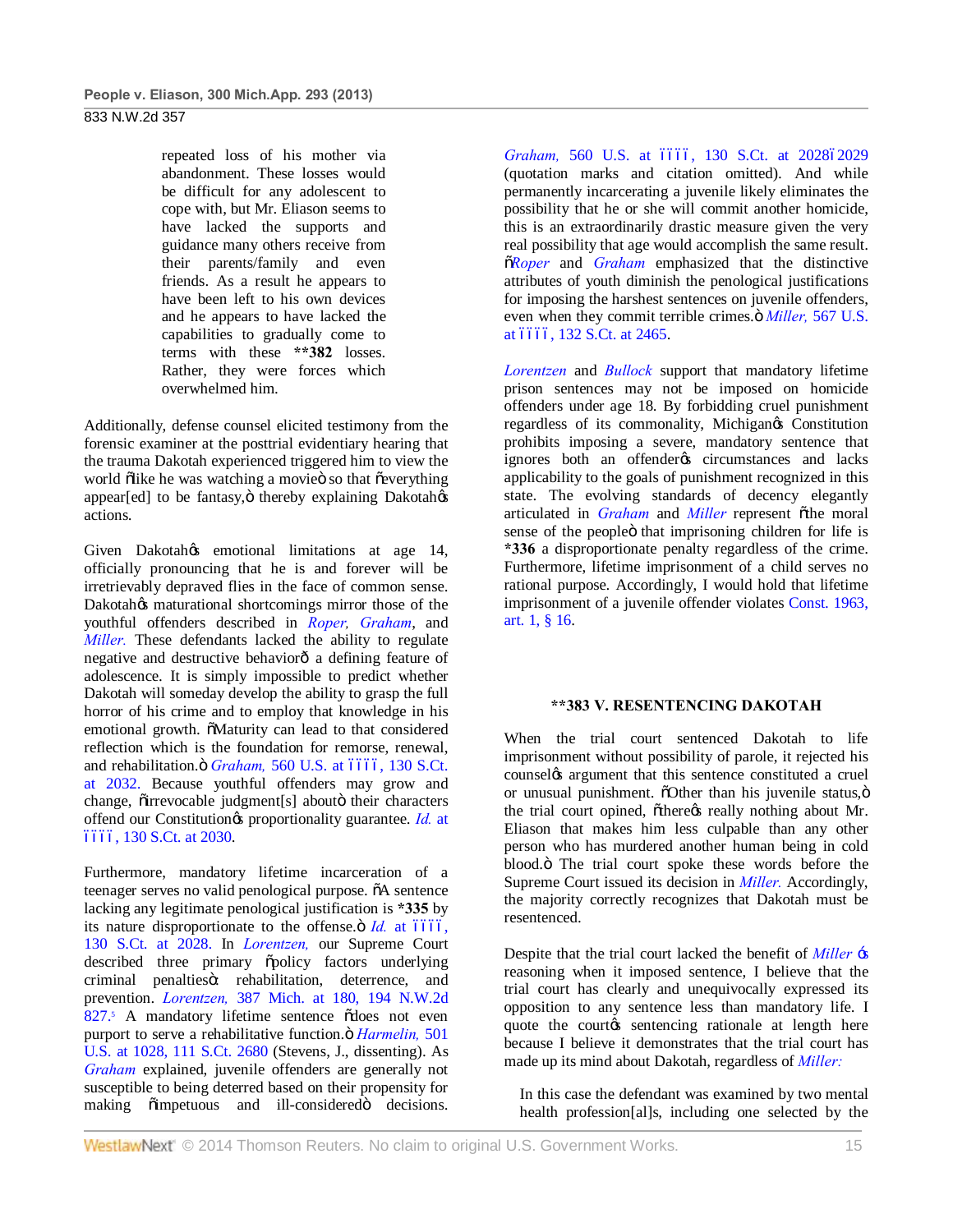repeated loss of his mother via abandonment. These losses would be difficult for any adolescent to cope with, but Mr. Eliason seems to have lacked the supports and guidance many others receive from their parents/family and even friends. As a result he appears to have been left to his own devices and he appears to have lacked the capabilities to gradually come to terms with these **382 losses. Rather, they were forces which overwhelmed him.

Additionally, defense counsel elicited testimony from the forensic examiner at the posttrial evidentiary hearing that the trauma Dakotah experienced triggered him to view the world "like he was watching a movie" so that "everything appear[ed] to be fantasy," thereby explaining Dakotah's actions.

Given Dakotah's emotional limitations at age 14, officially pronouncing that he is and forever will be irretrievably depraved flies in the face of common sense. Dakotah's maturational shortcomings mirror those of the youthful offenders described in *Roper, Graham*, and *Miller.* These defendants lacked the ability to regulate negative and destructive behavior—a defining feature of adolescence. It is simply impossible to predict whether Dakotah will someday develop the ability to grasp the full horror of his crime and to employ that knowledge in his emotional growth. "Maturity can lead to that considered reflection which is the foundation for remorse, renewal, and rehabilitation." *Graham,* 560 U.S. at ––––, 130 S.Ct. at 2032. Because youthful offenders may grow and change, "irrevocable judgment[s] about" their characters offend our Constitution's proportionality guarantee. *Id.* at ––––, 130 S.Ct. at 2030.

Furthermore, mandatory lifetime incarceration of a teenager serves no valid penological purpose. "A sentence lacking any legitimate penological justification is *335 by its nature disproportionate to the offense." *Id.* at ––––, 130 S.Ct. at 2028. In *Lorentzen,* our Supreme Court described three primary "policy factors underlying criminal penalties": rehabilitation, deterrence, and prevention. *Lorentzen,* 387 Mich. at 180, 194 N.W.2d 827.[5] A mandatory lifetime sentence "does not even purport to serve a rehabilitative function." *Harmelin,* 501 U.S. at 1028, 111 S.Ct. 2680 (Stevens, J., dissenting). As *Graham* explained, juvenile offenders are generally not susceptible to being deterred based on their propensity for making "impetuous and ill-considered" decisions. *Graham,* 560 U.S. at ––––, 130 S.Ct. at 2028–2029 (quotation marks and citation omitted). And while permanently incarcerating a juvenile likely eliminates the possibility that he or she will commit another homicide, this is an extraordinarily drastic measure given the very real possibility that age would accomplish the same result. "*Roper* and *Graham* emphasized that the distinctive attributes of youth diminish the penological justifications for imposing the harshest sentences on juvenile offenders, even when they commit terrible crimes." *Miller,* 567 U.S. at ––––, 132 S.Ct. at 2465.

*Lorentzen* and *Bullock* support that mandatory lifetime prison sentences may not be imposed on homicide offenders under age 18. By forbidding cruel punishment regardless of its commonality, Michigan's Constitution prohibits imposing a severe, mandatory sentence that ignores both an offender's circumstances and lacks applicability to the goals of punishment recognized in this state. The evolving standards of decency elegantly articulated in *Graham* and *Miller* represent "the moral sense of the people" that imprisoning children for life is *336 a disproportionate penalty regardless of the crime. Furthermore, lifetime imprisonment of a child serves no rational purpose. Accordingly, I would hold that lifetime imprisonment of a juvenile offender violates Const. 1963, art. 1, § 16.

## **383 V. RESENTENCING DAKOTAH

When the trial court sentenced Dakotah to life imprisonment without possibility of parole, it rejected his counsel's argument that this sentence constituted a cruel or unusual punishment. "Other than his juvenile status," the trial court opined, "there's really nothing about Mr. Eliason that makes him less culpable than any other person who has murdered another human being in cold blood." The trial court spoke these words before the Supreme Court issued its decision in *Miller.* Accordingly, the majority correctly recognizes that Dakotah must be resentenced.

Despite that the trial court lacked the benefit of *Miller* 's reasoning when it imposed sentence, I believe that the trial court has clearly and unequivocally expressed its opposition to any sentence less than mandatory life. I quote the court's sentencing rationale at length here because I believe it demonstrates that the trial court has made up its mind about Dakotah, regardless of *Miller:*

> In this case the defendant was examined by two mental health profession[al]s, including one selected by the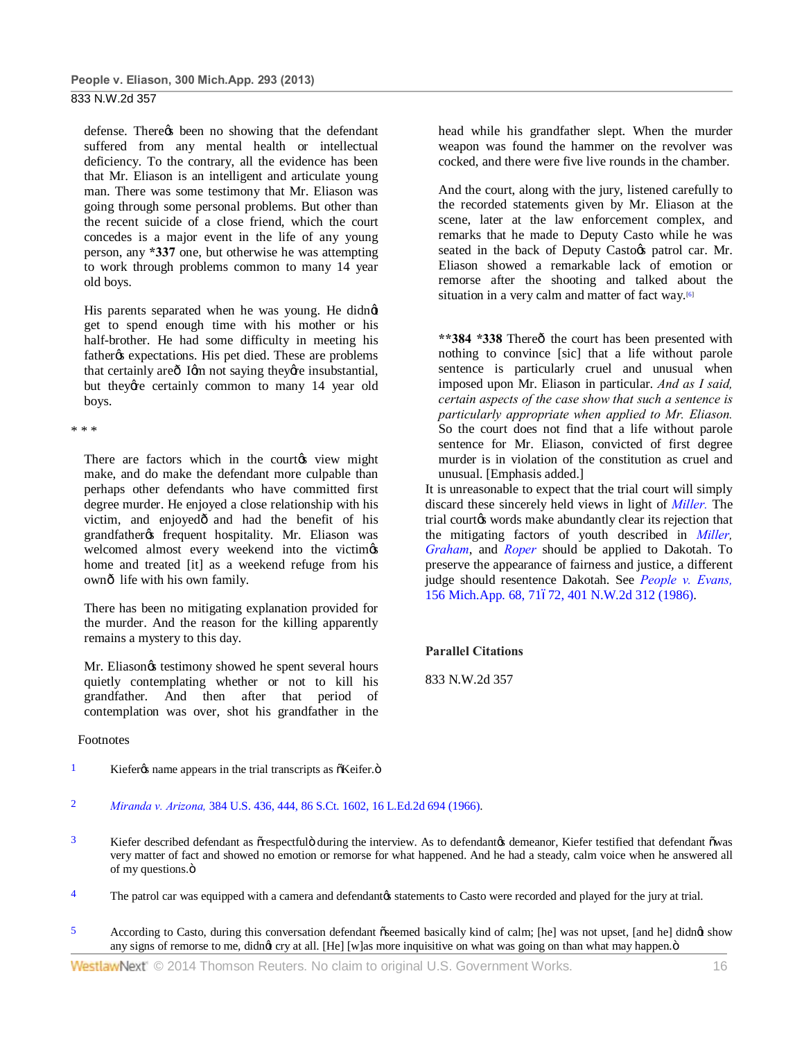defense. Thereœ been no showing that the defendant suffered from any mental health or intellectual deficiency. To the contrary, all the evidence has been that Mr. Eliason is an intelligent and articulate young man. There was some testimony that Mr. Eliason was going through some personal problems. But other than the recent suicide of a close friend, which the court concedes is a major event in the life of any young person, any **\*337** one, but otherwise he was attempting to work through problems common to many 14 year old boys.

> His parents separated when he was young. He didnœ get to spend enough time with his mother or his half-brother. He had some difficulty in meeting his fatherœ expectations. His pet died. These are problems that certainly areô Iœm not saying theyœre insubstantial, but theyœre certainly common to many 14 year old boys.

\* \* \*

> There are factors which in the courtœ view might make, and do make the defendant more culpable than perhaps other defendants who have committed first degree murder. He enjoyed a close relationship with his victim, and enjoyedô and had the benefit of his grandfatherœ frequent hospitality. Mr. Eliason was welcomed almost every weekend into the victimœ home and treated [it] as a weekend refuge from his ownô life with his own family.

> There has been no mitigating explanation provided for the murder. And the reason for the killing apparently remains a mystery to this day.

> Mr. Eliasonœ testimony showed he spent several hours quietly contemplating whether or not to kill his grandfather. And then after that period of contemplation was over, shot his grandfather in the head while his grandfather slept. When the murder weapon was found the hammer on the revolver was cocked, and there were five live rounds in the chamber.

> And the court, along with the jury, listened carefully to the recorded statements given by Mr. Eliason at the scene, later at the law enforcement complex, and remarks that he made to Deputy Casto while he was seated in the back of Deputy Castoœ patrol car. Mr. Eliason showed a remarkable lack of emotion or remorse after the shooting and talked about the situation in a very calm and matter of fact way.[6]

> **\*\*384 \*338** Thereô the court has been presented with nothing to convince [sic] that a life without parole sentence is particularly cruel and unusual when imposed upon Mr. Eliason in particular. *And as I said, certain aspects of the case show that such a sentence is particularly appropriate when applied to Mr. Eliason.* So the court does not find that a life without parole sentence for Mr. Eliason, convicted of first degree murder is in violation of the constitution as cruel and unusual. [Emphasis added.]

It is unreasonable to expect that the trial court will simply discard these sincerely held views in light of *Miller.* The trial courtœ words make abundantly clear its rejection that the mitigating factors of youth described in *Miller, Graham*, and *Roper* should be applied to Dakotah. To preserve the appearance of fairness and justice, a different judge should resentence Dakotah. See *People v. Evans,* 156 Mich.App. 68, 71ï72, 401 N.W.2d 312 (1986).

### Parallel Citations

833 N.W.2d 357

### Footnotes

1. Kieferœ name appears in the trial transcripts as õKeifer.ö

2. *Miranda v. Arizona,* 384 U.S. 436, 444, 86 S.Ct. 1602, 16 L.Ed.2d 694 (1966).

3. Kiefer described defendant as õrespectfulö during the interview. As to defendantœ demeanor, Kiefer testified that defendant õwas very matter of fact and showed no emotion or remorse for what happened. And he had a steady, calm voice when he answered all of my questions.ö

4. The patrol car was equipped with a camera and defendantœ statements to Casto were recorded and played for the jury at trial.

5. According to Casto, during this conversation defendant õseemed basically kind of calm; [he] was not upset, [and he] didnœ show any signs of remorse to me, didnœ cry at all. [He] [w]as more inquisitive on what was going on than what may happen.ö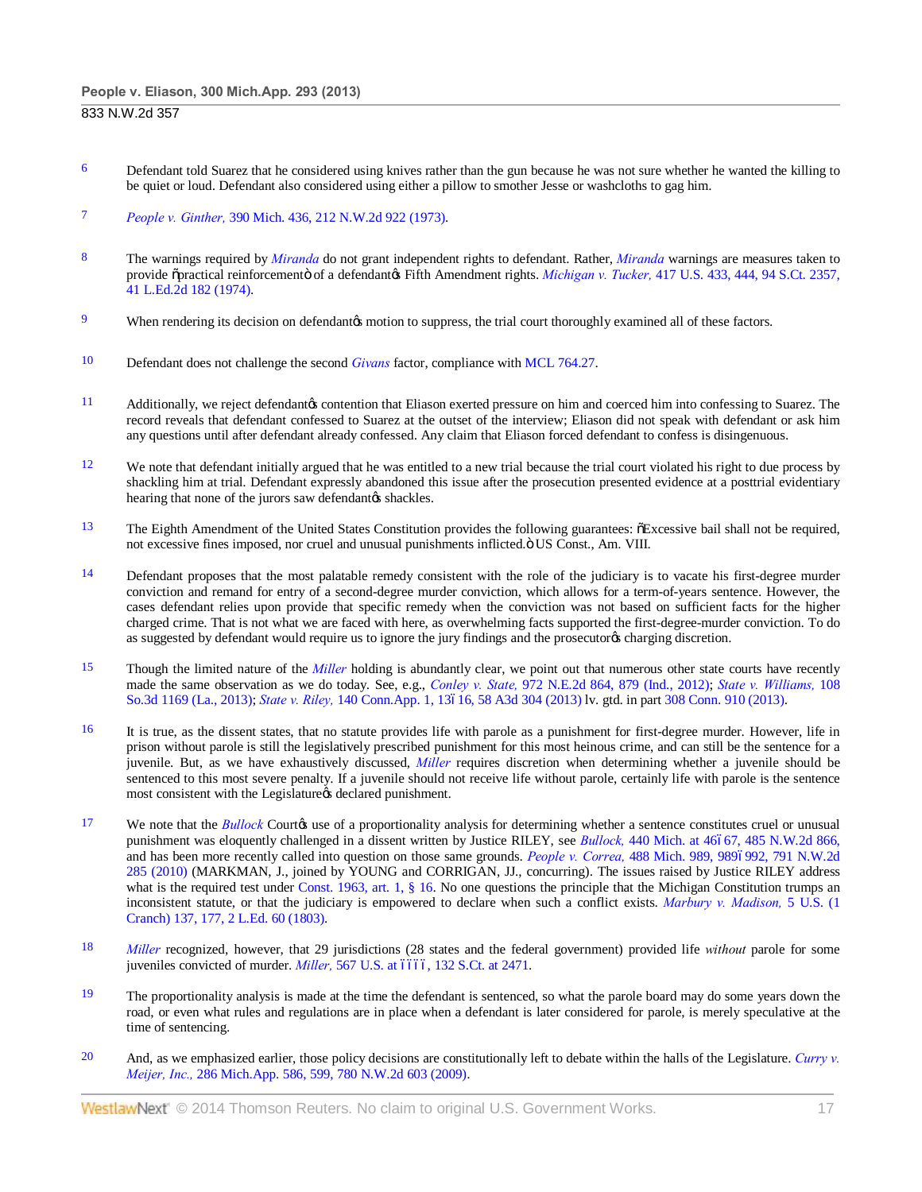6 Defendant told Suarez that he considered using knives rather than the gun because he was not sure whether he wanted the killing to be quiet or loud. Defendant also considered using either a pillow to smother Jesse or washcloths to gag him.

7 *People v. Ginther,* 390 Mich. 436, 212 N.W.2d 922 (1973).

8 The warnings required by *Miranda* do not grant independent rights to defendant. Rather, *Miranda* warnings are measures taken to provide "practical reinforcement" of a defendant's Fifth Amendment rights. *Michigan v. Tucker,* 417 U.S. 433, 444, 94 S.Ct. 2357, 41 L.Ed.2d 182 (1974).

9 When rendering its decision on defendant's motion to suppress, the trial court thoroughly examined all of these factors.

10 Defendant does not challenge the second *Givans* factor, compliance with MCL 764.27.

11 Additionally, we reject defendant's contention that Eliason exerted pressure on him and coerced him into confessing to Suarez. The record reveals that defendant confessed to Suarez at the outset of the interview; Eliason did not speak with defendant or ask him any questions until after defendant already confessed. Any claim that Eliason forced defendant to confess is disingenuous.

12 We note that defendant initially argued that he was entitled to a new trial because the trial court violated his right to due process by shackling him at trial. Defendant expressly abandoned this issue after the prosecution presented evidence at a posttrial evidentiary hearing that none of the jurors saw defendant's shackles.

13 The Eighth Amendment of the United States Constitution provides the following guarantees: "Excessive bail shall not be required, not excessive fines imposed, nor cruel and unusual punishments inflicted." US Const., Am. VIII.

14 Defendant proposes that the most palatable remedy consistent with the role of the judiciary is to vacate his first-degree murder conviction and remand for entry of a second-degree murder conviction, which allows for a term-of-years sentence. However, the cases defendant relies upon provide that specific remedy when the conviction was not based on sufficient facts for the higher charged crime. That is not what we are faced with here, as overwhelming facts supported the first-degree-murder conviction. To do as suggested by defendant would require us to ignore the jury findings and the prosecutor's charging discretion.

15 Though the limited nature of the *Miller* holding is abundantly clear, we point out that numerous other state courts have recently made the same observation as we do today. See, e.g., *Conley v. State,* 972 N.E.2d 864, 879 (Ind., 2012); *State v. Williams,* 108 So.3d 1169 (La., 2013); *State v. Riley,* 140 Conn.App. 1, 13–16, 58 A3d 304 (2013) lv. gtd. in part 308 Conn. 910 (2013).

16 It is true, as the dissent states, that no statute provides life with parole as a punishment for first-degree murder. However, life in prison without parole is still the legislatively prescribed punishment for this most heinous crime, and can still be the sentence for a juvenile. But, as we have exhaustively discussed, *Miller* requires discretion when determining whether a juvenile should be sentenced to this most severe penalty. If a juvenile should not receive life without parole, certainly life with parole is the sentence most consistent with the Legislature's declared punishment.

17 We note that the *Bullock* Court's use of a proportionality analysis for determining whether a sentence constitutes cruel or unusual punishment was eloquently challenged in a dissent written by Justice RILEY, see *Bullock,* 440 Mich. at 46–67, 485 N.W.2d 866, and has been more recently called into question on those same grounds. *People v. Correa,* 488 Mich. 989, 989–992, 791 N.W.2d 285 (2010) (MARKMAN, J., joined by YOUNG and CORRIGAN, JJ., concurring). The issues raised by Justice RILEY address what is the required test under Const. 1963, art. 1, § 16. No one questions the principle that the Michigan Constitution trumps an inconsistent statute, or that the judiciary is empowered to declare when such a conflict exists. *Marbury v. Madison,* 5 U.S. (1 Cranch) 137, 177, 2 L.Ed. 60 (1803).

18 *Miller* recognized, however, that 29 jurisdictions (28 states and the federal government) provided life *without* parole for some juveniles convicted of murder. *Miller,* 567 U.S. at ––––, 132 S.Ct. at 2471.

19 The proportionality analysis is made at the time the defendant is sentenced, so what the parole board may do some years down the road, or even what rules and regulations are in place when a defendant is later considered for parole, is merely speculative at the time of sentencing.

20 And, as we emphasized earlier, those policy decisions are constitutionally left to debate within the halls of the Legislature. *Curry v. Meijer, Inc.,* 286 Mich.App. 586, 599, 780 N.W.2d 603 (2009).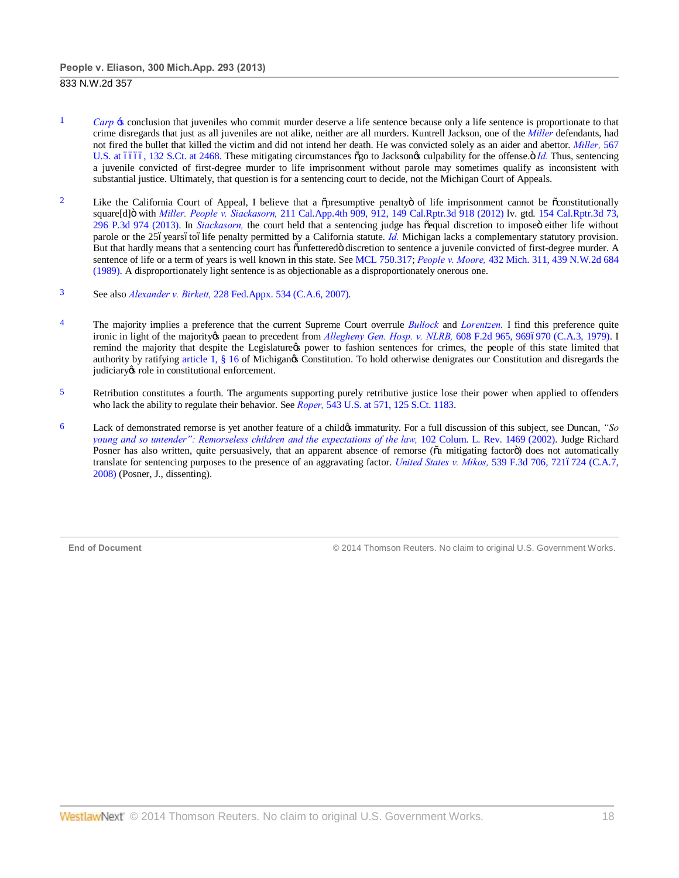1 *Carp* 's conclusion that juveniles who commit murder deserve a life sentence because only a life sentence is proportionate to that crime disregards that just as all juveniles are not alike, neither are all murders. Kuntrell Jackson, one of the *Miller* defendants, had not fired the bullet that killed the victim and did not intend her death. He was convicted solely as an aider and abettor. *Miller,* 567 U.S. at ––––, 132 S.Ct. at 2468. These mitigating circumstances "go to Jackson's culpability for the offense." *Id.* Thus, sentencing a juvenile convicted of first-degree murder to life imprisonment without parole may sometimes qualify as inconsistent with substantial justice. Ultimately, that question is for a sentencing court to decide, not the Michigan Court of Appeals.

2 Like the California Court of Appeal, I believe that a "presumptive penalty" of life imprisonment cannot be "constitutionally square[d]" with *Miller. People v. Siackasorn,* 211 Cal.App.4th 909, 912, 149 Cal.Rptr.3d 918 (2012) lv. gtd. 154 Cal.Rptr.3d 73, 296 P.3d 974 (2013). In *Siackasorn,* the court held that a sentencing judge has "equal discretion to impose" either life without parole or the 25–years–to–life penalty permitted by a California statute. *Id.* Michigan lacks a complementary statutory provision. But that hardly means that a sentencing court has "unfettered" discretion to sentence a juvenile convicted of first-degree murder. A sentence of life or a term of years is well known in this state. See MCL 750.317; *People v. Moore,* 432 Mich. 311, 439 N.W.2d 684 (1989). A disproportionately light sentence is as objectionable as a disproportionately onerous one.

3 See also *Alexander v. Birkett,* 228 Fed.Appx. 534 (C.A.6, 2007).

4 The majority implies a preference that the current Supreme Court overrule *Bullock* and *Lorentzen.* I find this preference quite ironic in light of the majority's paean to precedent from *Allegheny Gen. Hosp. v. NLRB,* 608 F.2d 965, 969–970 (C.A.3, 1979). I remind the majority that despite the Legislature's power to fashion sentences for crimes, the people of this state limited that authority by ratifying article 1, § 16 of Michigan's Constitution. To hold otherwise denigrates our Constitution and disregards the judiciary's role in constitutional enforcement.

5 Retribution constitutes a fourth. The arguments supporting purely retributive justice lose their power when applied to offenders who lack the ability to regulate their behavior. See *Roper,* 543 U.S. at 571, 125 S.Ct. 1183.

6 Lack of demonstrated remorse is yet another feature of a child's immaturity. For a full discussion of this subject, see Duncan, *"So young and so untender": Remorseless children and the expectations of the law,* 102 Colum. L. Rev. 1469 (2002). Judge Richard Posner has also written, quite persuasively, that an apparent absence of remorse ("a mitigating factor") does not automatically translate for sentencing purposes to the presence of an aggravating factor. *United States v. Mikos,* 539 F.3d 706, 721–724 (C.A.7, 2008) (Posner, J., dissenting).

End of Document